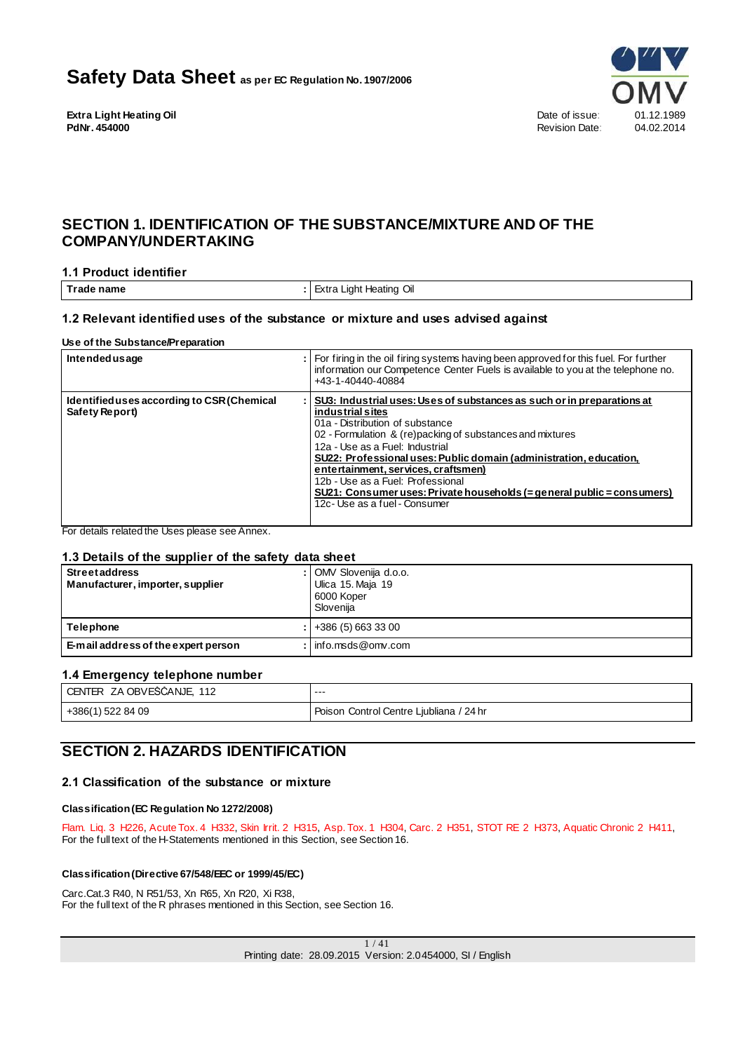# Safety Data Sheet as per EC Regulation No. 1907/2006

**Extra Light Heating Oil**
**PdNr. 454000**

Date of issue: 01.12.1989
Revision Date: 04.02.2014

## SECTION 1. IDENTIFICATION OF THE SUBSTANCE/MIXTURE AND OF THE COMPANY/UNDERTAKING

### 1.1 Product identifier

| | |
|---|---|
| **Trade name** | Extra Light Heating Oil |

### 1.2 Relevant identified uses of the substance or mixture and uses advised against

**Use of the Substance/Preparation**

| | |
|---|---|
| **Intended usage** | For firing in the oil firing systems having been approved for this fuel. For further information our Competence Center Fuels is available to you at the telephone no. +43-1-40440-40884 |
| **Identified uses according to CSR (Chemical Safety Report)** | **SU3: Industrial uses: Uses of substances as such or in preparations at industrial sites**<br>01a - Distribution of substance<br>02 - Formulation & (re)packing of substances and mixtures<br>12a - Use as a Fuel: Industrial<br>**SU22: Professional uses: Public domain (administration, education, entertainment, services, craftsmen)**<br>12b - Use as a Fuel: Professional<br>**SU21: Consumer uses: Private households (= general public = consumers)**<br>12c - Use as a fuel - Consumer |

For details related the Uses please see Annex.

### 1.3 Details of the supplier of the safety data sheet

| | |
|---|---|
| **Street address**<br>**Manufacturer, importer, supplier** | OMV Slovenija d.o.o.<br>Ulica 15. Maja 19<br>6000 Koper<br>Slovenija |
| **Telephone** | +386 (5) 663 33 00 |
| **E-mail address of the expert person** | info.msds@omv.com |

### 1.4 Emergency telephone number

| | |
|---|---|
| CENTER ZA OBVEŠČANJE, 112 | --- |
| +386(1) 522 84 09 | Poison Control Centre Ljubliana / 24 hr |

## SECTION 2. HAZARDS IDENTIFICATION

### 2.1 Classification of the substance or mixture

**Classification (EC Regulation No 1272/2008)**

Flam. Liq. 3 H226, Acute Tox. 4 H332, Skin Irrit. 2 H315, Asp. Tox. 1 H304, Carc. 2 H351, STOT RE 2 H373, Aquatic Chronic 2 H411,
For the full text of the H-Statements mentioned in this Section, see Section 16.

**Classification (Directive 67/548/EEC or 1999/45/EC)**

Carc.Cat.3 R40, N R51/53, Xn R65, Xn R20, Xi R38,
For the full text of the R phrases mentioned in this Section, see Section 16.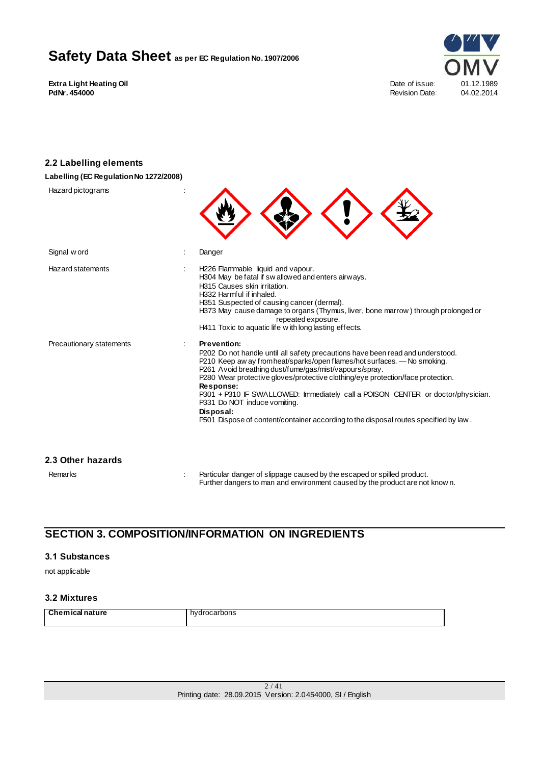### 2.2 Labelling elements

**Labelling (EC Regulation No 1272/2008)**

Hazard pictograms :

Signal word : Danger

Hazard statements :
H226 Flammable liquid and vapour.
H304 May be fatal if swallowed and enters airways.
H315 Causes skin irritation.
H332 Harmful if inhaled.
H351 Suspected of causing cancer (dermal).
H373 May cause damage to organs (Thymus, liver, bone marrow) through prolonged or repeated exposure.
H411 Toxic to aquatic life with long lasting effects.

Precautionary statements :

**Prevention:**
P202 Do not handle until all safety precautions have been read and understood.
P210 Keep away from heat/sparks/open flames/hot surfaces. — No smoking.
P261 Avoid breathing dust/fume/gas/mist/vapours/spray.
P280 Wear protective gloves/protective clothing/eye protection/face protection.

**Response:**
P301 + P310 IF SWALLOWED: Immediately call a POISON CENTER or doctor/physician.
P331 Do NOT induce vomiting.

**Disposal:**
P501 Dispose of content/container according to the disposal routes specified by law.

### 2.3 Other hazards

Remarks :
Particular danger of slippage caused by the escaped or spilled product.
Further dangers to man and environment caused by the product are not known.

## SECTION 3. COMPOSITION/INFORMATION ON INGREDIENTS

### 3.1 Substances

not applicable

### 3.2 Mixtures

| Chemical nature | hydrocarbons |
|---|---|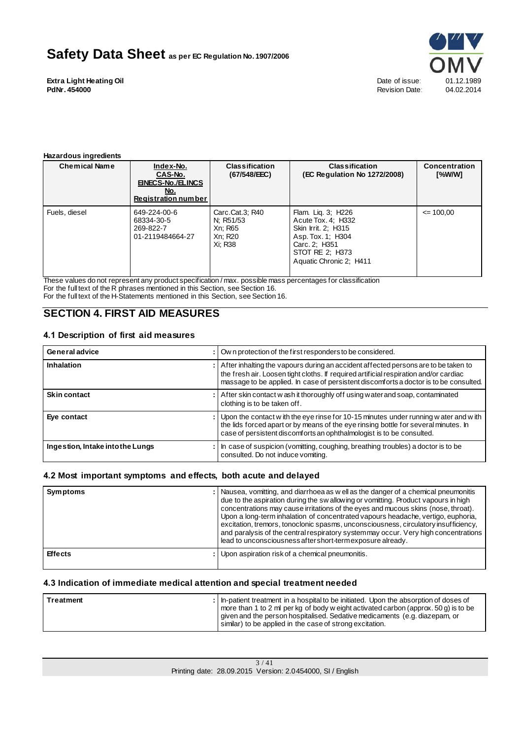**Hazardous ingredients**

| Chemical Name | Index-No.<br>CAS-No.<br>EINECS-No./ELINCS No.<br>Registration number | Classification (67/548/EEC) | Classification (EC Regulation No 1272/2008) | Concentration [%W/W] |
|---|---|---|---|---|
| Fuels, diesel | 649-224-00-6<br>68334-30-5<br>269-822-7<br>01-2119484664-27 | Carc.Cat.3; R40<br>N; R51/53<br>Xn; R65<br>Xn; R20<br>Xi; R38 | Flam. Liq. 3; H226<br>Acute Tox. 4; H332<br>Skin Irrit. 2; H315<br>Asp. Tox. 1; H304<br>Carc. 2; H351<br>STOT RE 2; H373<br>Aquatic Chronic 2; H411 | <= 100,00 |

These values do not represent any product specification / max. possible mass percentages for classification
For the full text of the R phrases mentioned in this Section, see Section 16.
For the full text of the H-Statements mentioned in this Section, see Section 16.

## SECTION 4. FIRST AID MEASURES

### 4.1 Description of first aid measures

| | |
|---|---|
| **General advice** | : Own protection of the first responders to be considered. |
| **Inhalation** | : After inhaling the vapours during an accident affected persons are to be taken to the fresh air. Loosen tight cloths. If required artificial respiration and/or cardiac massage to be applied. In case of persistent discomforts a doctor is to be consulted. |
| **Skin contact** | : After skin contact wash it thoroughly off using water and soap, contaminated clothing is to be taken off. |
| **Eye contact** | : Upon the contact with the eye rinse for 10-15 minutes under running water and with the lids forced apart or by means of the eye rinsing bottle for several minutes. In case of persistent discomforts an ophthalmologist is to be consulted. |
| **Ingestion, Intake into the Lungs** | : In case of suspicion (vomitting, coughing, breathing troubles) a doctor is to be consulted. Do not induce vomiting. |

### 4.2 Most important symptoms and effects, both acute and delayed

| | |
|---|---|
| **Symptoms** | : Nausea, vomitting, and diarrhoea as well as the danger of a chemical pneumonitis due to the aspiration during the swallowing or vomitting. Product vapours in high concentrations may cause irritations of the eyes and mucous skins (nose, throat). Upon a long-term inhalation of concentrated vapours headache, vertigo, euphoria, excitation, tremors, tonoclonic spasms, unconsciousness, circulatory insufficiency, and paralysis of the central respiratory system may occur. Very high concentrations lead to unconsciousness after short-term exposure already. |
| **Effects** | : Upon aspiration risk of a chemical pneumonitis. |

### 4.3 Indication of immediate medical attention and special treatment needed

| | |
|---|---|
| **Treatment** | : In-patient treatment in a hospital to be initiated. Upon the absorption of doses of more than 1 to 2 ml per kg of body weight activated carbon (approx. 50 g) is to be given and the person hospitalised. Sedative medicaments (e.g. diazepam, or similar) to be applied in the case of strong excitation. |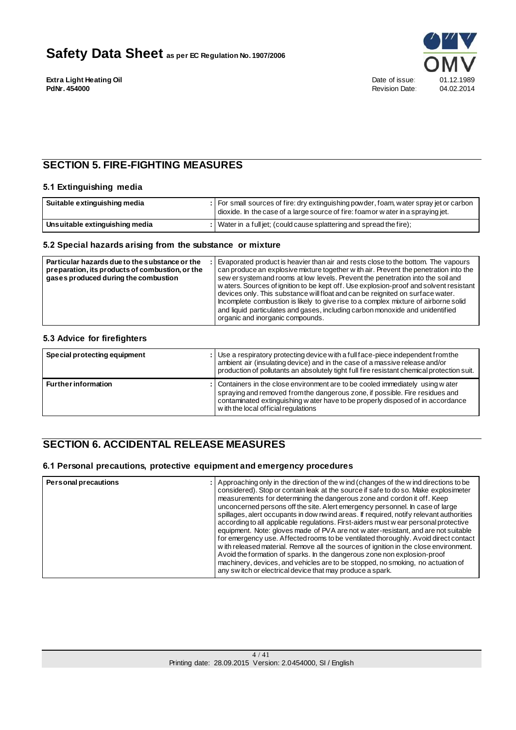## SECTION 5. FIRE-FIGHTING MEASURES

### 5.1 Extinguishing media

| | |
|---|---|
| **Suitable extinguishing media** | For small sources of fire: dry extinguishing powder, foam, water spray jet or carbon dioxide. In the case of a large source of fire: foam or water in a spraying jet. |
| **Unsuitable extinguishing media** | Water in a full jet; (could cause splattering and spread the fire); |

### 5.2 Special hazards arising from the substance or mixture

| | |
|---|---|
| **Particular hazards due to the substance or the preparation, its products of combustion, or the gases produced during the combustion** | Evaporated product is heavier than air and rests close to the bottom. The vapours can produce an explosive mixture together with air. Prevent the penetration into the sewer system and rooms at low levels. Prevent the penetration into the soil and waters. Sources of ignition to be kept off. Use explosion-proof and solvent resistant devices only. This substance will float and can be reignited on surface water. Incomplete combustion is likely to give rise to a complex mixture of airborne solid and liquid particulates and gases, including carbon monoxide and unidentified organic and inorganic compounds. |

### 5.3 Advice for firefighters

| | |
|---|---|
| **Special protecting equipment** | Use a respiratory protecting device with a full face-piece independent from the ambient air (insulating device) and in the case of a massive release and/or production of pollutants an absolutely tight full fire resistant chemical protection suit. |
| **Further information** | Containers in the close environment are to be cooled immediately using water spraying and removed from the dangerous zone, if possible. Fire residues and contaminated extinguishing water have to be properly disposed of in accordance with the local official regulations |

## SECTION 6. ACCIDENTAL RELEASE MEASURES

### 6.1 Personal precautions, protective equipment and emergency procedures

| | |
|---|---|
| **Personal precautions** | Approaching only in the direction of the wind (changes of the wind directions to be considered). Stop or contain leak at the source if safe to do so. Make explosimeter measurements for determining the dangerous zone and cordon it off. Keep unconcerned persons off the site. Alert emergency personnel. In case of large spillages, alert occupants in downwind areas. If required, notify relevant authorities according to all applicable regulations. First-aiders must wear personal protective equipment. Note: gloves made of PVA are not water-resistant, and are not suitable for emergency use. Affected rooms to be ventilated thoroughly. Avoid direct contact with released material. Remove all the sources of ignition in the close environment. Avoid the formation of sparks. In the dangerous zone non explosion-proof machinery, devices, and vehicles are to be stopped, no smoking, no actuation of any switch or electrical device that may produce a spark. |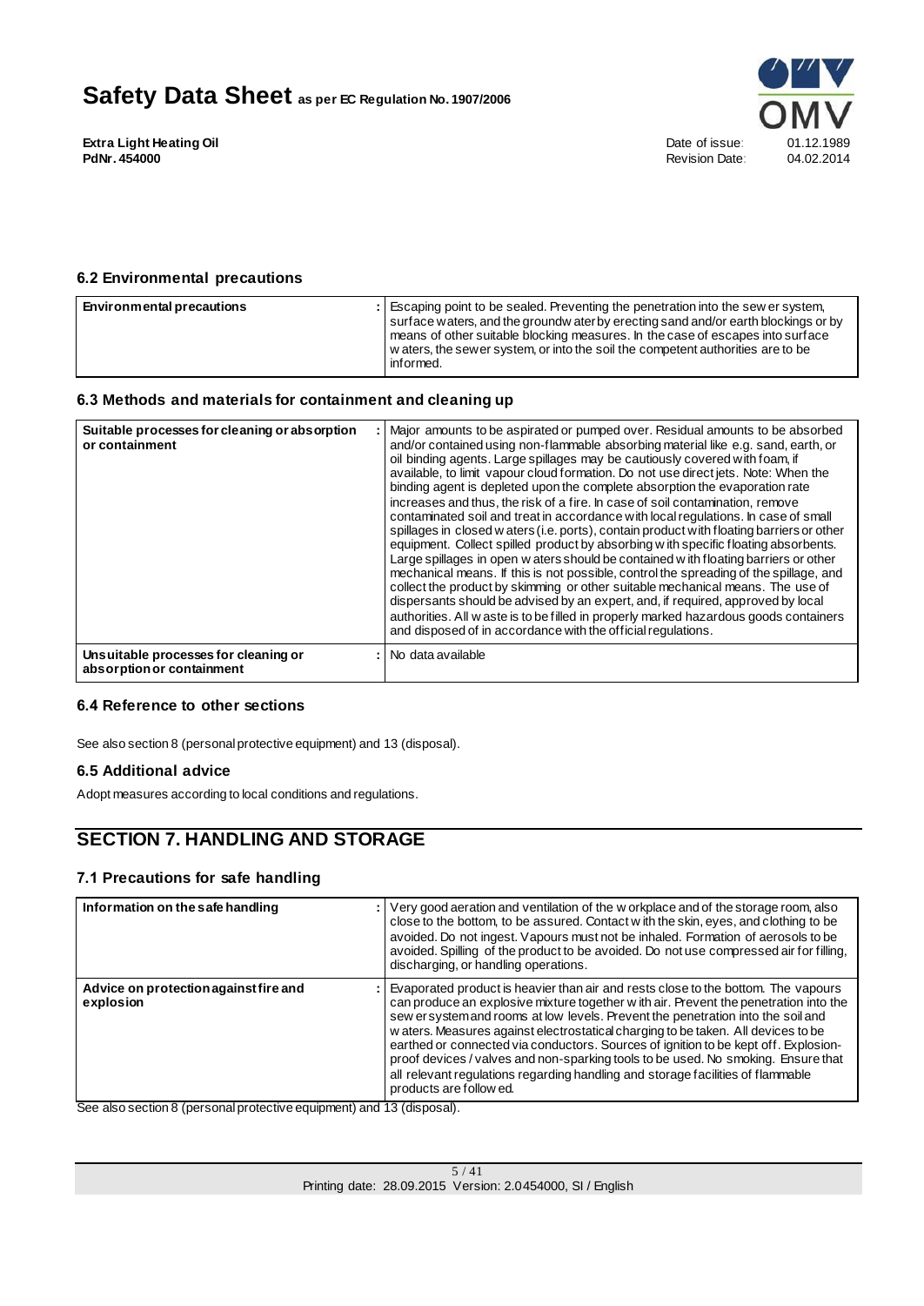### 6.2 Environmental precautions

| Environmental precautions | : | Escaping point to be sealed. Preventing the penetration into the sewer system, surface waters, and the groundwater by erecting sand and/or earth blockings or by means of other suitable blocking measures. In the case of escapes into surface waters, the sewer system, or into the soil the competent authorities are to be informed. |
|---|---|---|

### 6.3 Methods and materials for containment and cleaning up

| Suitable processes for cleaning or absorption or containment | : | Major amounts to be aspirated or pumped over. Residual amounts to be absorbed and/or contained using non-flammable absorbing material like e.g. sand, earth, or oil binding agents. Large spillages may be cautiously covered with foam, if available, to limit vapour cloud formation. Do not use direct jets. Note: When the binding agent is depleted upon the complete absorption the evaporation rate increases and thus, the risk of a fire. In case of soil contamination, remove contaminated soil and treat in accordance with local regulations. In case of small spillages in closed waters (i.e. ports), contain product with floating barriers or other equipment. Collect spilled product by absorbing with specific floating absorbents. Large spillages in open waters should be contained with floating barriers or other mechanical means. If this is not possible, control the spreading of the spillage, and collect the product by skimming or other suitable mechanical means. The use of dispersants should be advised by an expert, and, if required, approved by local authorities. All waste is to be filled in properly marked hazardous goods containers and disposed of in accordance with the official regulations. |
|---|---|---|
| Unsuitable processes for cleaning or absorption or containment | : | No data available |

### 6.4 Reference to other sections

See also section 8 (personal protective equipment) and 13 (disposal).

### 6.5 Additional advice

Adopt measures according to local conditions and regulations.

## SECTION 7. HANDLING AND STORAGE

### 7.1 Precautions for safe handling

| Information on the safe handling | : | Very good aeration and ventilation of the workplace and of the storage room, also close to the bottom, to be assured. Contact with the skin, eyes, and clothing to be avoided. Do not ingest. Vapours must not be inhaled. Formation of aerosols to be avoided. Spilling of the product to be avoided. Do not use compressed air for filling, discharging, or handling operations. |
|---|---|---|
| Advice on protection against fire and explosion | : | Evaporated product is heavier than air and rests close to the bottom. The vapours can produce an explosive mixture together with air. Prevent the penetration into the sewer system and rooms at low levels. Prevent the penetration into the soil and waters. Measures against electrostatical charging to be taken. All devices to be earthed or connected via conductors. Sources of ignition to be kept off. Explosion-proof devices / valves and non-sparking tools to be used. No smoking. Ensure that all relevant regulations regarding handling and storage facilities of flammable products are followed. |

See also section 8 (personal protective equipment) and 13 (disposal).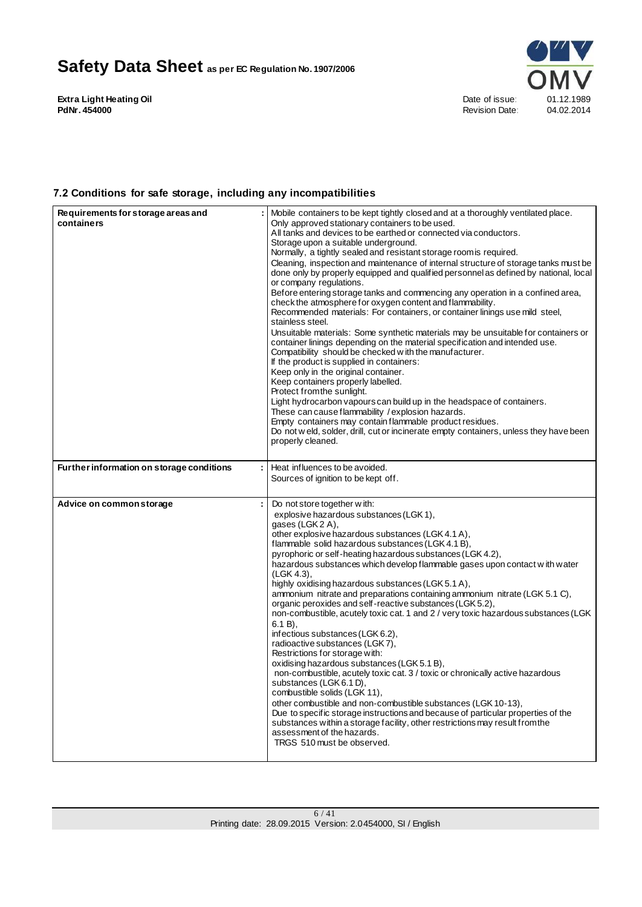### 7.2 Conditions for safe storage, including any incompatibilities

| | |
|---|---|
| **Requirements for storage areas and containers** | Mobile containers to be kept tightly closed and at a thoroughly ventilated place.<br>Only approved stationary containers to be used.<br>All tanks and devices to be earthed or connected via conductors.<br>Storage upon a suitable underground.<br>Normally, a tightly sealed and resistant storage room is required.<br>Cleaning, inspection and maintenance of internal structure of storage tanks must be done only by properly equipped and qualified personnel as defined by national, local or company regulations.<br>Before entering storage tanks and commencing any operation in a confined area, check the atmosphere for oxygen content and flammability.<br>Recommended materials: For containers, or container linings use mild steel, stainless steel.<br>Unsuitable materials: Some synthetic materials may be unsuitable for containers or container linings depending on the material specification and intended use.<br>Compatibility should be checked with the manufacturer.<br>If the product is supplied in containers:<br>Keep only in the original container.<br>Keep containers properly labelled.<br>Protect from the sunlight.<br>Light hydrocarbon vapours can build up in the headspace of containers.<br>These can cause flammability / explosion hazards.<br>Empty containers may contain flammable product residues.<br>Do not weld, solder, drill, cut or incinerate empty containers, unless they have been properly cleaned. |
| **Further information on storage conditions** | Heat influences to be avoided.<br>Sources of ignition to be kept off. |
| **Advice on common storage** | Do not store together with:<br>explosive hazardous substances (LGK 1),<br>gases (LGK 2 A),<br>other explosive hazardous substances (LGK 4.1 A),<br>flammable solid hazardous substances (LGK 4.1 B),<br>pyrophoric or self-heating hazardous substances (LGK 4.2),<br>hazardous substances which develop flammable gases upon contact with water (LGK 4.3),<br>highly oxidising hazardous substances (LGK 5.1 A),<br>ammonium nitrate and preparations containing ammonium nitrate (LGK 5.1 C),<br>organic peroxides and self-reactive substances (LGK 5.2),<br>non-combustible, acutely toxic cat. 1 and 2 / very toxic hazardous substances (LGK 6.1 B),<br>infectious substances (LGK 6.2),<br>radioactive substances (LGK 7),<br>Restrictions for storage with:<br>oxidising hazardous substances (LGK 5.1 B),<br>non-combustible, acutely toxic cat. 3 / toxic or chronically active hazardous substances (LGK 6.1 D),<br>combustible solids (LGK 11),<br>other combustible and non-combustible substances (LGK 10-13),<br>Due to specific storage instructions and because of particular properties of the substances within a storage facility, other restrictions may result from the assessment of the hazards.<br>TRGS 510 must be observed. |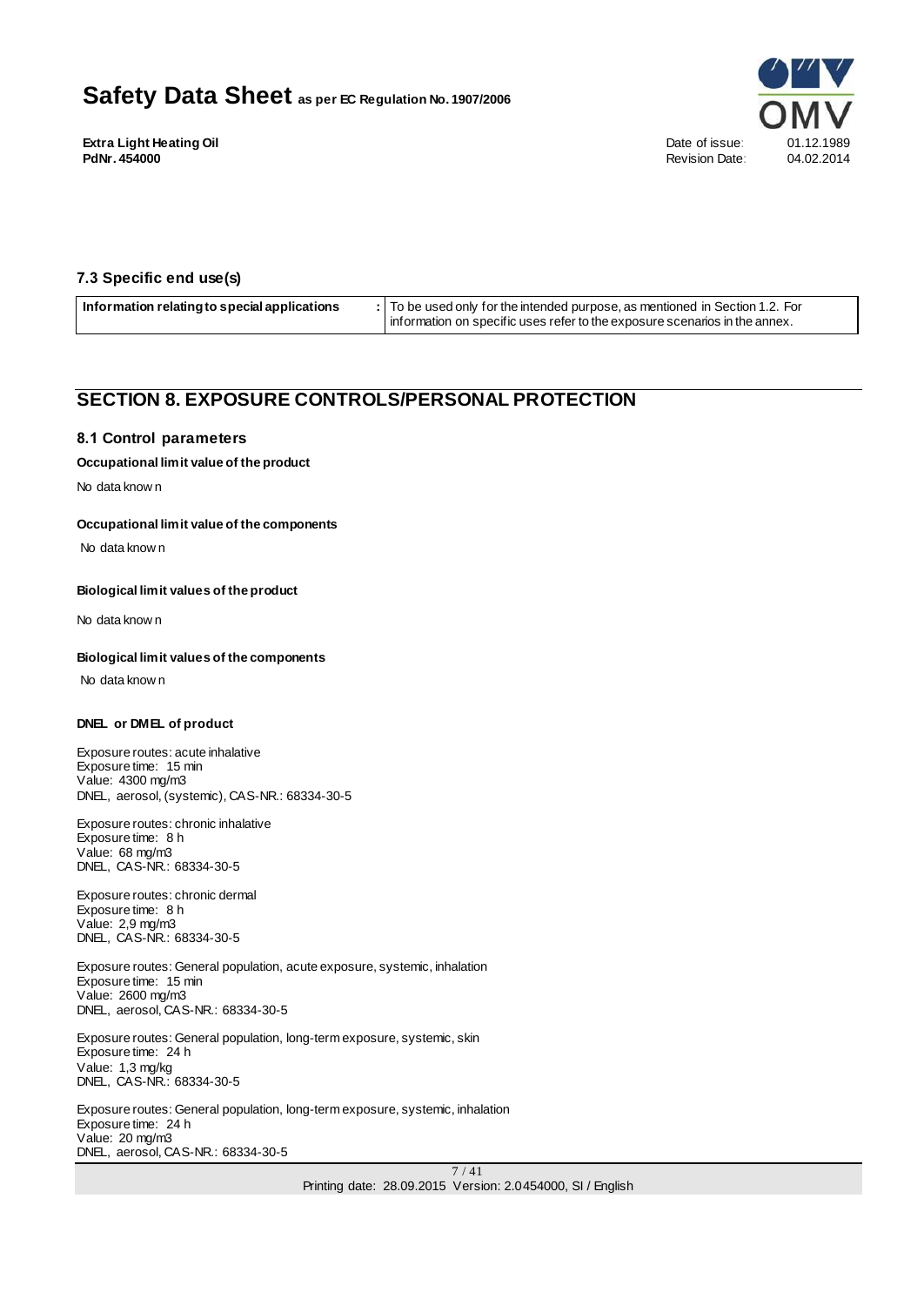### 7.3 Specific end use(s)

| Information relating to special applications | : To be used only for the intended purpose, as mentioned in Section 1.2. For information on specific uses refer to the exposure scenarios in the annex. |
|---|---|

## SECTION 8. EXPOSURE CONTROLS/PERSONAL PROTECTION

### 8.1 Control parameters

**Occupational limit value of the product**

No data known

**Occupational limit value of the components**

No data known

**Biological limit values of the product**

No data known

**Biological limit values of the components**

No data known

**DNEL or DMEL of product**

Exposure routes: acute inhalative
Exposure time: 15 min
Value: 4300 mg/m3
DNEL, aerosol, (systemic), CAS-NR.: 68334-30-5

Exposure routes: chronic inhalative
Exposure time: 8 h
Value: 68 mg/m3
DNEL, CAS-NR.: 68334-30-5

Exposure routes: chronic dermal
Exposure time: 8 h
Value: 2,9 mg/m3
DNEL, CAS-NR.: 68334-30-5

Exposure routes: General population, acute exposure, systemic, inhalation
Exposure time: 15 min
Value: 2600 mg/m3
DNEL, aerosol, CAS-NR.: 68334-30-5

Exposure routes: General population, long-term exposure, systemic, skin
Exposure time: 24 h
Value: 1,3 mg/kg
DNEL, CAS-NR.: 68334-30-5

Exposure routes: General population, long-term exposure, systemic, inhalation
Exposure time: 24 h
Value: 20 mg/m3
DNEL, aerosol, CAS-NR.: 68334-30-5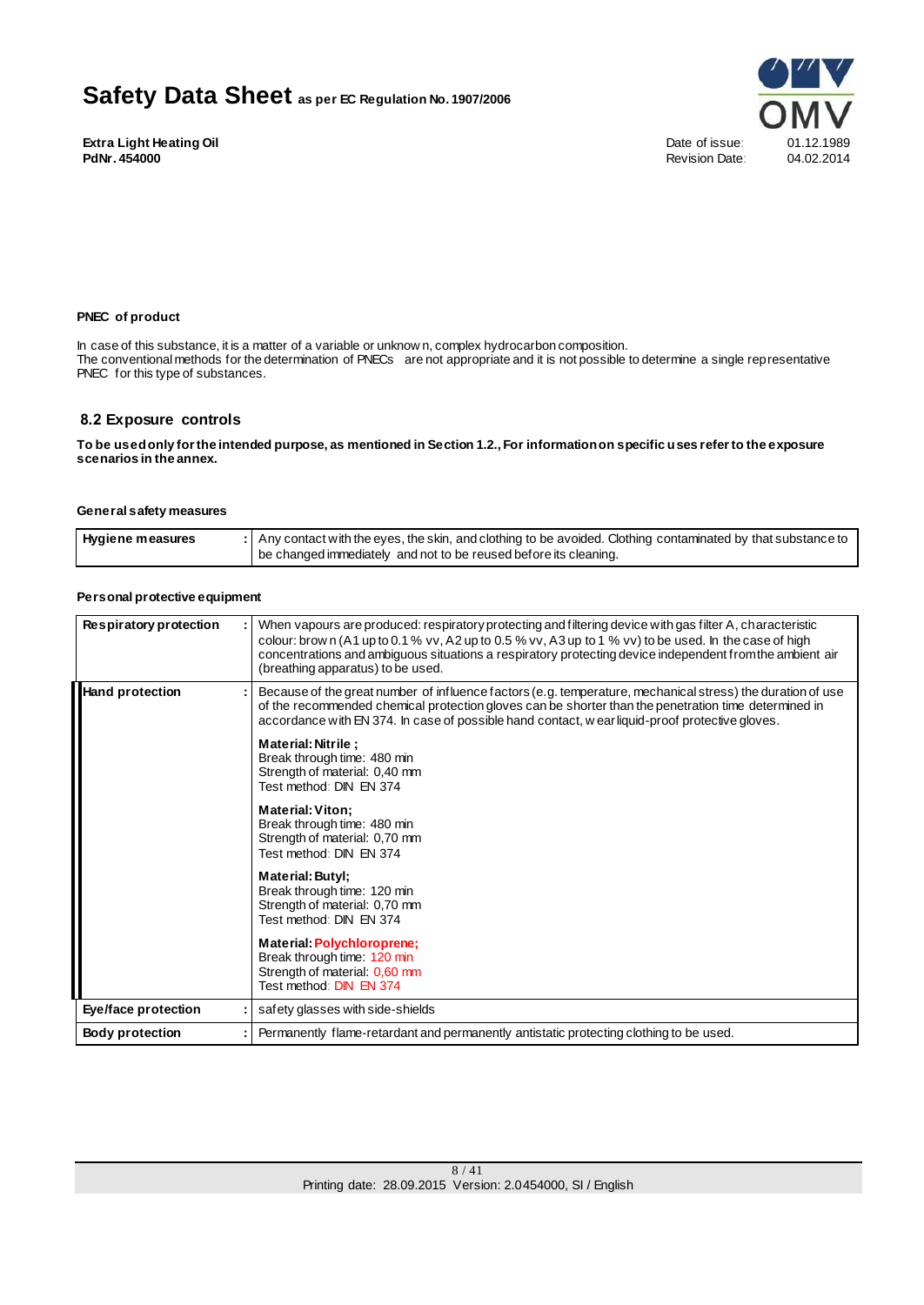**PNEC of product**

In case of this substance, it is a matter of a variable or unknown, complex hydrocarbon composition.
The conventional methods for the determination of PNECs are not appropriate and it is not possible to determine a single representative PNEC for this type of substances.

## 8.2 Exposure controls

**To be used only for the intended purpose, as mentioned in Section 1.2., For information on specific uses refer to the exposure scenarios in the annex.**

**General safety measures**

| | |
|---|---|
| **Hygiene measures** : | Any contact with the eyes, the skin, and clothing to be avoided. Clothing contaminated by that substance to be changed immediately and not to be reused before its cleaning. |

**Personal protective equipment**

| | |
|---|---|
| **Respiratory protection** : | When vapours are produced: respiratory protecting and filtering device with gas filter A, characteristic colour: brown (A1 up to 0.1 % vv, A2 up to 0.5 % vv, A3 up to 1 % vv) to be used. In the case of high concentrations and ambiguous situations a respiratory protecting device independent from the ambient air (breathing apparatus) to be used. |
| **Hand protection** : | Because of the great number of influence factors (e.g. temperature, mechanical stress) the duration of use of the recommended chemical protection gloves can be shorter than the penetration time determined in accordance with EN 374. In case of possible hand contact, wear liquid-proof protective gloves.<br><br>**Material: Nitrile ;**<br>Break through time: 480 min<br>Strength of material: 0,40 mm<br>Test method: DIN EN 374<br><br>**Material: Viton;**<br>Break through time: 480 min<br>Strength of material: 0,70 mm<br>Test method: DIN EN 374<br><br>**Material: Butyl;**<br>Break through time: 120 min<br>Strength of material: 0,70 mm<br>Test method: DIN EN 374<br><br>**Material: Polychloroprene;**<br>Break through time: 120 min<br>Strength of material: 0,60 mm<br>Test method: DIN EN 374 |
| **Eye/face protection** : | safety glasses with side-shields |
| **Body protection** : | Permanently flame-retardant and permanently antistatic protecting clothing to be used. |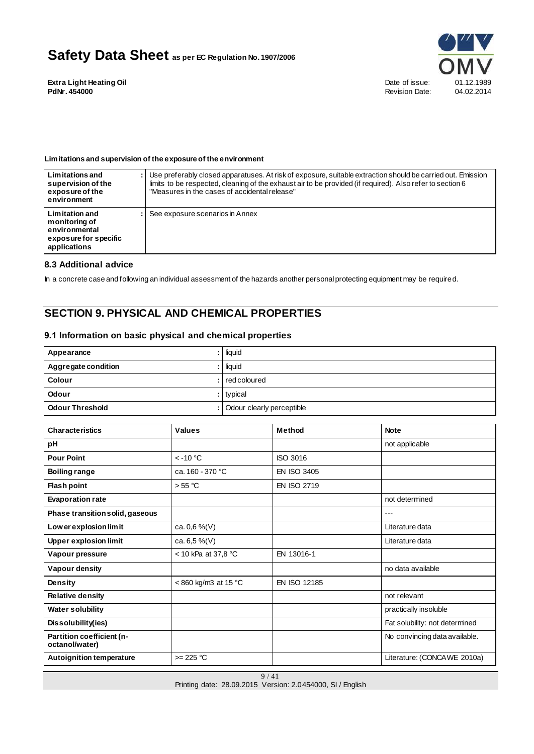**Limitations and supervision of the exposure of the environment**

| | |
|---|---|
| **Limitations and supervision of the exposure of the environment** | : Use preferably closed apparatuses. At risk of exposure, suitable extraction should be carried out. Emission limits to be respected, cleaning of the exhaust air to be provided (if required). Also refer to section 6 "Measures in the cases of accidental release" |
| **Limitation and monitoring of environmental exposure for specific applications** | : See exposure scenarios in Annex |

### 8.3 Additional advice

In a concrete case and following an individual assessment of the hazards another personal protecting equipment may be required.

## SECTION 9. PHYSICAL AND CHEMICAL PROPERTIES

### 9.1 Information on basic physical and chemical properties

| | |
|---|---|
| **Appearance** | : liquid |
| **Aggregate condition** | : liquid |
| **Colour** | : red coloured |
| **Odour** | : typical |
| **Odour Threshold** | : Odour clearly perceptible |

| Characteristics | Values | Method | Note |
|---|---|---|---|
| **pH** | | | not applicable |
| **Pour Point** | < -10 °C | ISO 3016 | |
| **Boiling range** | ca. 160 - 370 °C | EN ISO 3405 | |
| **Flash point** | > 55 °C | EN ISO 2719 | |
| **Evaporation rate** | | | not determined |
| **Phase transition solid, gaseous** | | | --- |
| **Lower explosion limit** | ca. 0,6 %(V) | | Literature data |
| **Upper explosion limit** | ca. 6,5 %(V) | | Literature data |
| **Vapour pressure** | < 10 kPa at 37,8 °C | EN 13016-1 | |
| **Vapour density** | | | no data available |
| **Density** | < 860 kg/m3 at 15 °C | EN ISO 12185 | |
| **Relative density** | | | not relevant |
| **Water solubility** | | | practically insoluble |
| **Dissolubility(ies)** | | | Fat solubility: not determined |
| **Partition coefficient (n-octanol/water)** | | | No convincing data available. |
| **Autoignition temperature** | >= 225 °C | | Literature: (CONCAWE 2010a) |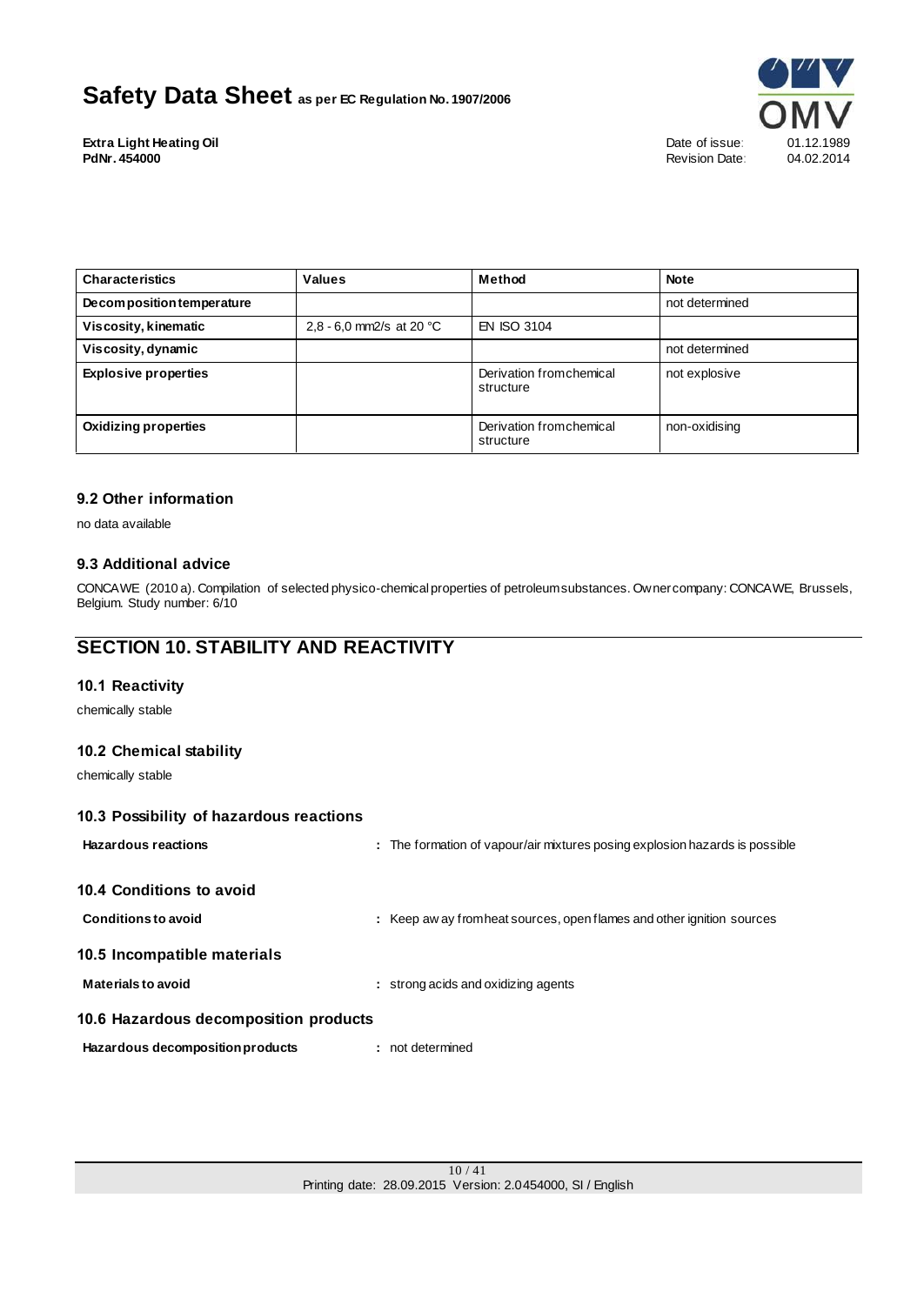| Characteristics | Values | Method | Note |
|---|---|---|---|
| Decomposition temperature | | | not determined |
| Viscosity, kinematic | 2,8 - 6,0 mm2/s at 20 °C | EN ISO 3104 | |
| Viscosity, dynamic | | | not determined |
| Explosive properties | | Derivation from chemical structure | not explosive |
| Oxidizing properties | | Derivation from chemical structure | non-oxidising |

### 9.2 Other information

no data available

### 9.3 Additional advice

CONCAWE (2010 a). Compilation of selected physico-chemical properties of petroleum substances. Owner company: CONCAWE, Brussels, Belgium. Study number: 6/10

## SECTION 10. STABILITY AND REACTIVITY

### 10.1 Reactivity

chemically stable

### 10.2 Chemical stability

chemically stable

### 10.3 Possibility of hazardous reactions

**Hazardous reactions** : The formation of vapour/air mixtures posing explosion hazards is possible

### 10.4 Conditions to avoid

**Conditions to avoid** : Keep away from heat sources, open flames and other ignition sources

### 10.5 Incompatible materials

**Materials to avoid** : strong acids and oxidizing agents

### 10.6 Hazardous decomposition products

**Hazardous decomposition products** : not determined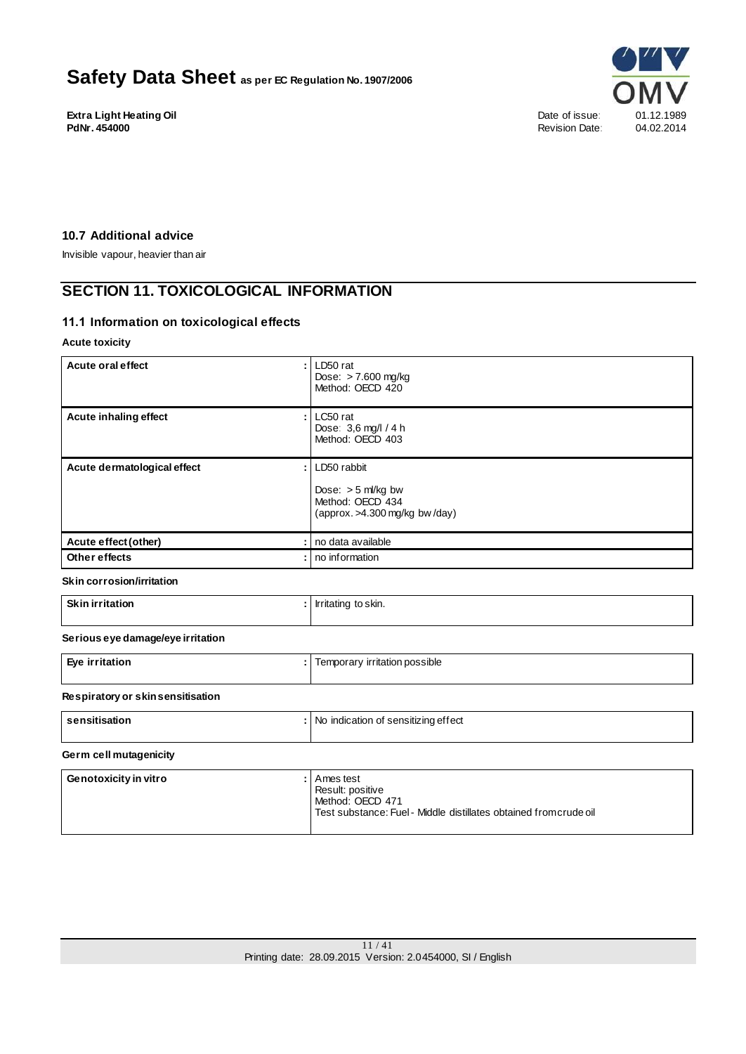### 10.7 Additional advice

Invisible vapour, heavier than air

## SECTION 11. TOXICOLOGICAL INFORMATION

### 11.1 Information on toxicological effects

**Acute toxicity**

| | |
|---|---|
| **Acute oral effect** | LD50 rat<br>Dose: > 7.600 mg/kg<br>Method: OECD 420 |
| **Acute inhaling effect** | LC50 rat<br>Dose: 3,6 mg/l / 4 h<br>Method: OECD 403 |
| **Acute dermatological effect** | LD50 rabbit<br><br>Dose: > 5 ml/kg bw<br>Method: OECD 434<br>(approx. >4.300 mg/kg bw/day) |
| **Acute effect (other)** | no data available |
| **Other effects** | no information |

**Skin corrosion/irritation**

| | |
|---|---|
| **Skin irritation** | Irritating to skin. |

**Serious eye damage/eye irritation**

| | |
|---|---|
| **Eye irritation** | Temporary irritation possible |

**Respiratory or skin sensitisation**

| | |
|---|---|
| **sensitisation** | No indication of sensitizing effect |

**Germ cell mutagenicity**

| | |
|---|---|
| **Genotoxicity in vitro** | Ames test<br>Result: positive<br>Method: OECD 471<br>Test substance: Fuel - Middle distillates obtained from crude oil |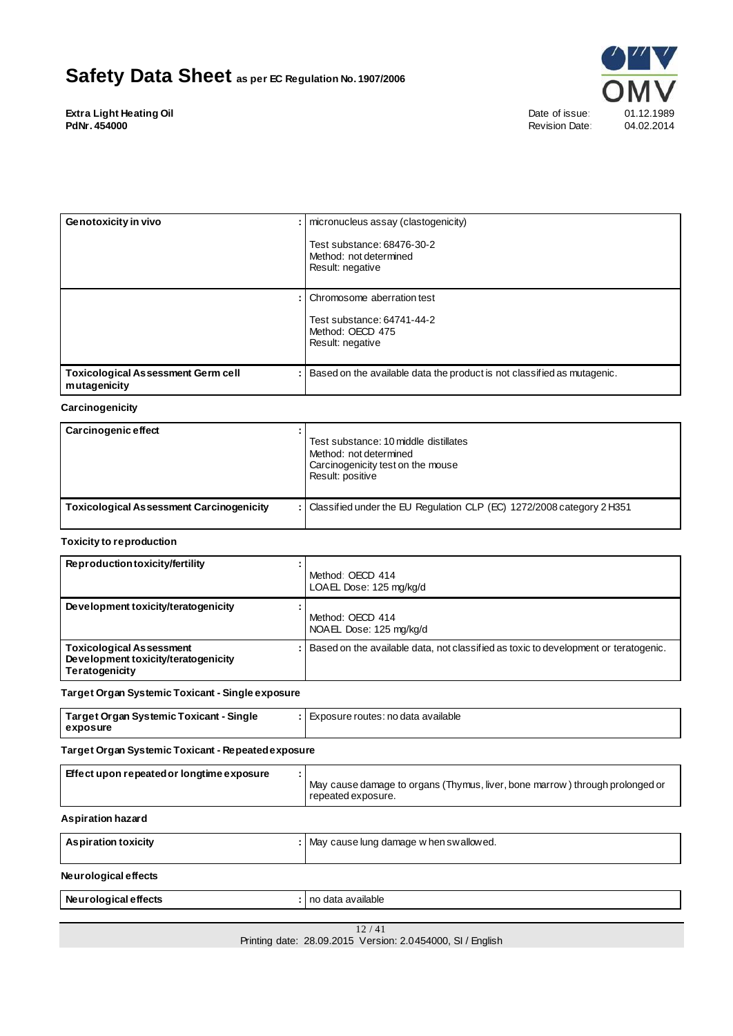| | | |
|---|---|---|
| **Genotoxicity in vivo** | : | micronucleus assay (clastogenicity)<br><br>Test substance: 68476-30-2<br>Method: not determined<br>Result: negative |
| | : | Chromosome aberration test<br><br>Test substance: 64741-44-2<br>Method: OECD 475<br>Result: negative |
| **Toxicological Assessment Germ cell mutagenicity** | : | Based on the available data the product is not classified as mutagenic. |

**Carcinogenicity**

| | | |
|---|---|---|
| **Carcinogenic effect** | : | Test substance: 10 middle distillates<br>Method: not determined<br>Carcinogenicity test on the mouse<br>Result: positive |
| **Toxicological Assessment Carcinogenicity** | : | Classified under the EU Regulation CLP (EC) 1272/2008 category 2 H351 |

**Toxicity to reproduction**

| | | |
|---|---|---|
| **Reproduction toxicity/fertility** | : | Method: OECD 414<br>LOAEL Dose: 125 mg/kg/d |
| **Development toxicity/teratogenicity** | : | Method: OECD 414<br>NOAEL Dose: 125 mg/kg/d |
| **Toxicological Assessment Development toxicity/teratogenicity Teratogenicity** | : | Based on the available data, not classified as toxic to development or teratogenic. |

**Target Organ Systemic Toxicant - Single exposure**

| | | |
|---|---|---|
| **Target Organ Systemic Toxicant - Single exposure** | : | Exposure routes: no data available |

**Target Organ Systemic Toxicant - Repeated exposure**

| | | |
|---|---|---|
| **Effect upon repeated or longtime exposure** | : | May cause damage to organs (Thymus, liver, bone marrow) through prolonged or repeated exposure. |

**Aspiration hazard**

| | | |
|---|---|---|
| **Aspiration toxicity** | : | May cause lung damage when swallowed. |

**Neurological effects**

| | | |
|---|---|---|
| **Neurological effects** | : | no data available |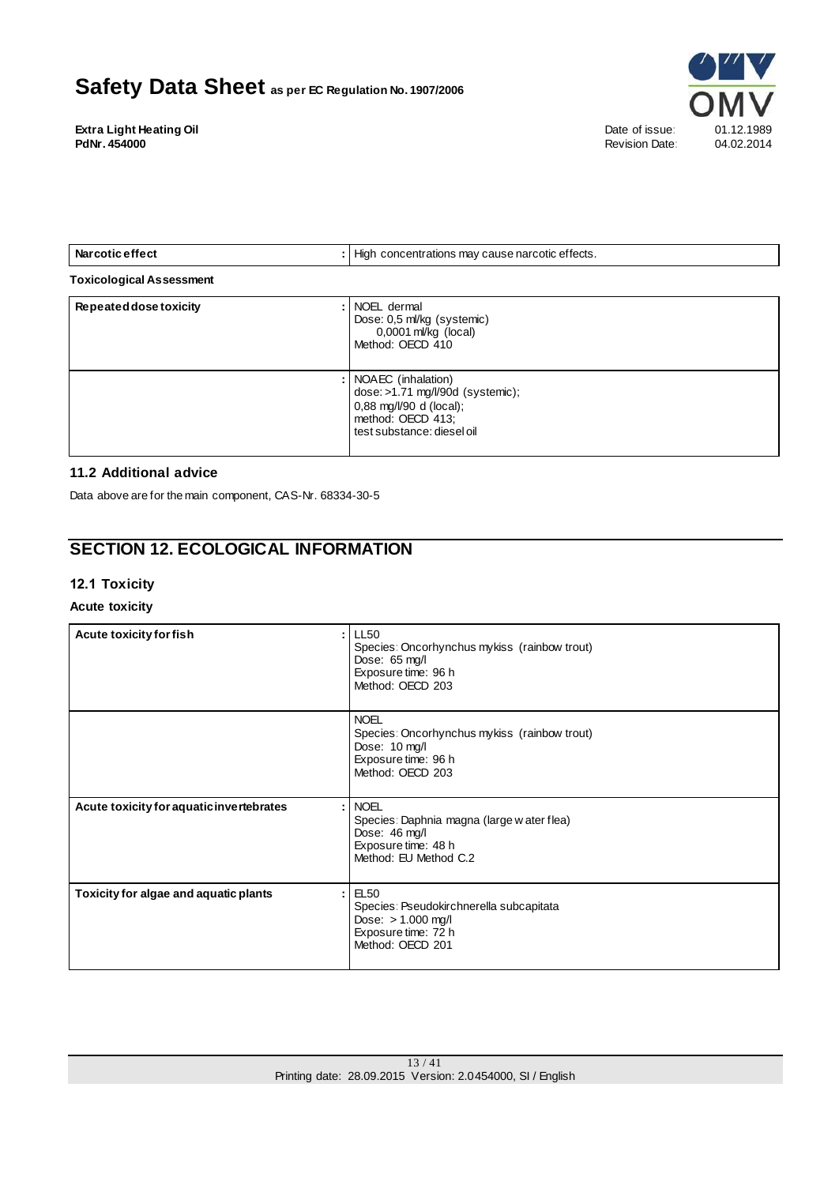| | |
|---|---|
| **Narcotic effect** | : High concentrations may cause narcotic effects. |

**Toxicological Assessment**

| | |
|---|---|
| **Repeated dose toxicity** | : NOEL dermal<br>Dose: 0,5 ml/kg (systemic)<br>0,0001 ml/kg (local)<br>Method: OECD 410 |
| | : NOAEC (inhalation)<br>dose: >1.71 mg/l/90d (systemic);<br>0,88 mg/l/90 d (local);<br>method: OECD 413;<br>test substance: diesel oil |

### 11.2 Additional advice

Data above are for the main component, CAS-Nr. 68334-30-5

## SECTION 12. ECOLOGICAL INFORMATION

### 12.1 Toxicity

**Acute toxicity**

| | |
|---|---|
| **Acute toxicity for fish** | : LL50<br>Species: Oncorhynchus mykiss (rainbow trout)<br>Dose: 65 mg/l<br>Exposure time: 96 h<br>Method: OECD 203 |
| | NOEL<br>Species: Oncorhynchus mykiss (rainbow trout)<br>Dose: 10 mg/l<br>Exposure time: 96 h<br>Method: OECD 203 |
| **Acute toxicity for aquatic invertebrates** | : NOEL<br>Species: Daphnia magna (large water flea)<br>Dose: 46 mg/l<br>Exposure time: 48 h<br>Method: EU Method C.2 |
| **Toxicity for algae and aquatic plants** | : EL50<br>Species: Pseudokirchnerella subcapitata<br>Dose: > 1.000 mg/l<br>Exposure time: 72 h<br>Method: OECD 201 |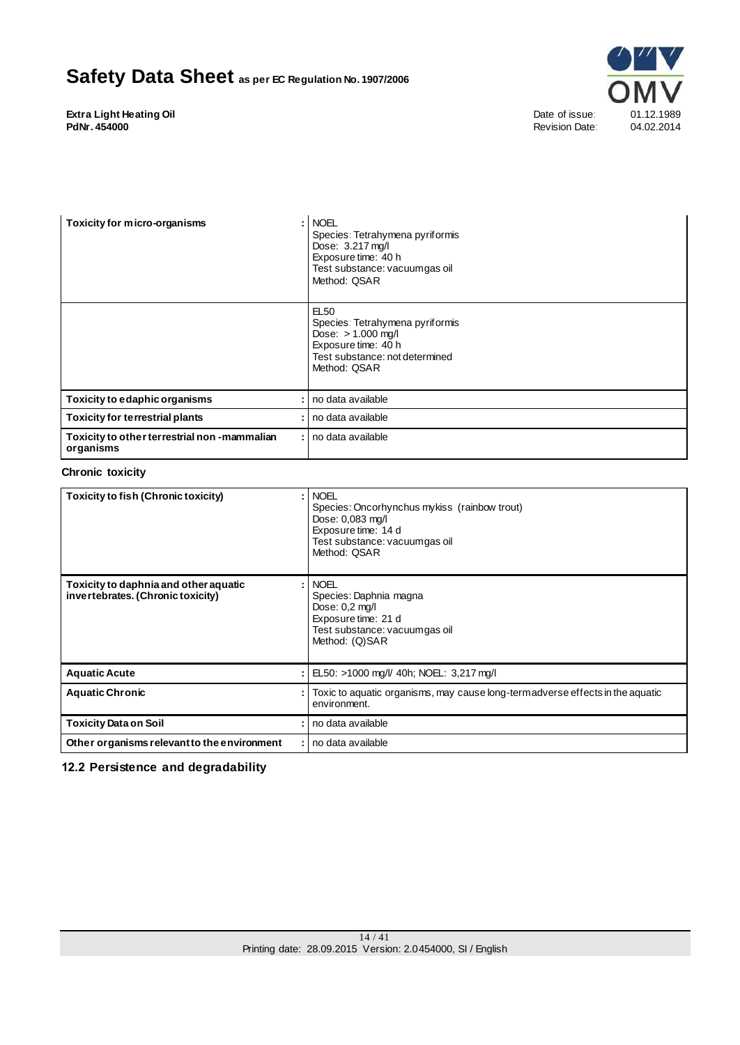| | | |
|---|---|---|
| **Toxicity for micro-organisms** | : | NOEL<br>Species: Tetrahymena pyriformis<br>Dose: 3.217 mg/l<br>Exposure time: 40 h<br>Test substance: vacuum gas oil<br>Method: QSAR |
| | | EL50<br>Species: Tetrahymena pyriformis<br>Dose: > 1.000 mg/l<br>Exposure time: 40 h<br>Test substance: not determined<br>Method: QSAR |
| **Toxicity to edaphic organisms** | : | no data available |
| **Toxicity for terrestrial plants** | : | no data available |
| **Toxicity to other terrestrial non -mammalian organisms** | : | no data available |

**Chronic toxicity**

| | | |
|---|---|---|
| **Toxicity to fish (Chronic toxicity)** | : | NOEL<br>Species: Oncorhynchus mykiss (rainbow trout)<br>Dose: 0,083 mg/l<br>Exposure time: 14 d<br>Test substance: vacuum gas oil<br>Method: QSAR |
| **Toxicity to daphnia and other aquatic invertebrates. (Chronic toxicity)** | : | NOEL<br>Species: Daphnia magna<br>Dose: 0,2 mg/l<br>Exposure time: 21 d<br>Test substance: vacuum gas oil<br>Method: (Q)SAR |
| **Aquatic Acute** | : | EL50: >1000 mg/l/ 40h; NOEL: 3,217 mg/l |
| **Aquatic Chronic** | : | Toxic to aquatic organisms, may cause long-term adverse effects in the aquatic environment. |
| **Toxicity Data on Soil** | : | no data available |
| **Other organisms relevant to the environment** | : | no data available |

## 12.2 Persistence and degradability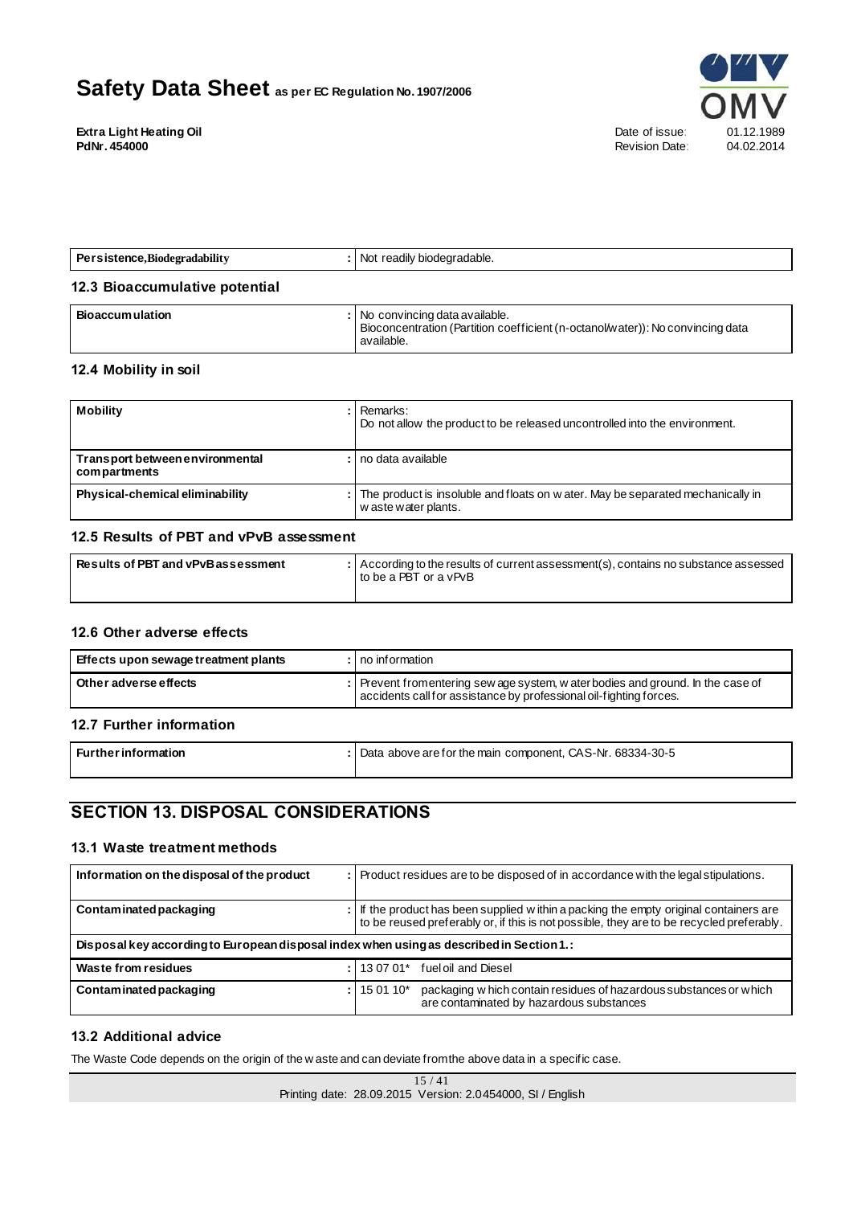| Persistence,Biodegradability | : | Not readily biodegradable. |
| --- | --- | --- |

### 12.3 Bioaccumulative potential

| Bioaccumulation | : | No convincing data available.<br>Bioconcentration (Partition coefficient (n-octanol/water)): No convincing data available. |
| --- | --- | --- |

### 12.4 Mobility in soil

| Mobility | : | Remarks:<br>Do not allow the product to be released uncontrolled into the environment. |
| --- | --- | --- |
| Transport between environmental compartments | : | no data available |
| Physical-chemical eliminability | : | The product is insoluble and floats on water. May be separated mechanically in waste water plants. |

### 12.5 Results of PBT and vPvB assessment

| Results of PBT and vPvB assessment | : | According to the results of current assessment(s), contains no substance assessed to be a PBT or a vPvB |
| --- | --- | --- |

### 12.6 Other adverse effects

| Effects upon sewage treatment plants | : | no information |
| --- | --- | --- |
| Other adverse effects | : | Prevent from entering sewage system, water bodies and ground. In the case of accidents call for assistance by professional oil-fighting forces. |

### 12.7 Further information

| Further information | : | Data above are for the main component, CAS-Nr. 68334-30-5 |
| --- | --- | --- |

## SECTION 13. DISPOSAL CONSIDERATIONS

### 13.1 Waste treatment methods

| Information on the disposal of the product | : | Product residues are to be disposed of in accordance with the legal stipulations. |
| --- | --- | --- |
| Contaminated packaging | : | If the product has been supplied within a packing the empty original containers are to be reused preferably or, if this is not possible, they are to be recycled preferably. |
| Disposal key according to European disposal index when using as described in Section 1.: | | |
| Waste from residues | : | 13 07 01* fuel oil and Diesel |
| Contaminated packaging | : | 15 01 10* packaging which contain residues of hazardous substances or which are contaminated by hazardous substances |

### 13.2 Additional advice

The Waste Code depends on the origin of the waste and can deviate from the above data in a specific case.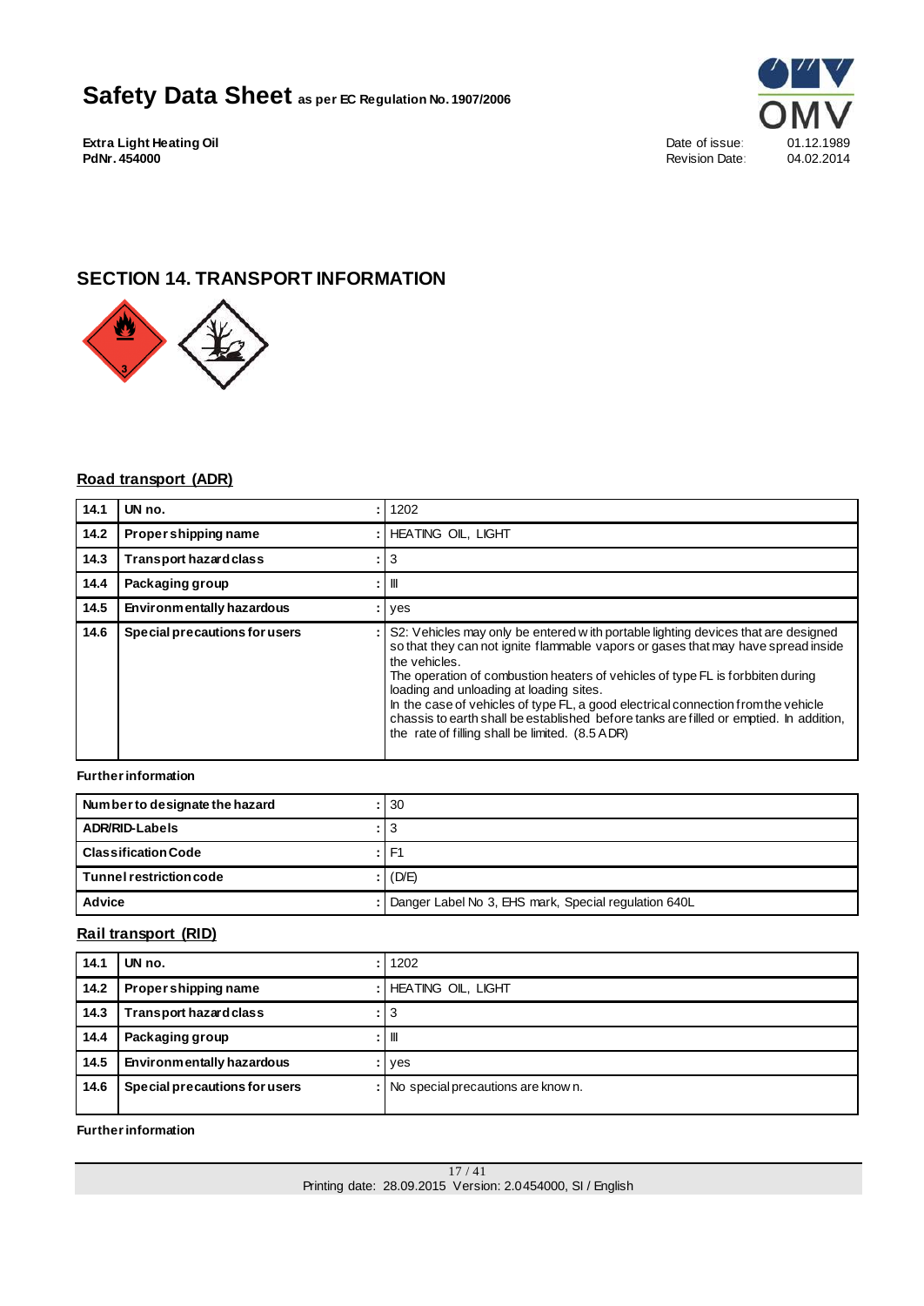## SECTION 14. TRANSPORT INFORMATION

### Road transport (ADR)

| | | |
|---|---|---|
| 14.1 | UN no. | 1202 |
| 14.2 | Proper shipping name | HEATING OIL, LIGHT |
| 14.3 | Transport hazard class | 3 |
| 14.4 | Packaging group | III |
| 14.5 | Environmentally hazardous | yes |
| 14.6 | Special precautions for users | S2: Vehicles may only be entered with portable lighting devices that are designed so that they can not ignite flammable vapors or gases that may have spread inside the vehicles. The operation of combustion heaters of vehicles of type FL is forbbiten during loading and unloading at loading sites. In the case of vehicles of type FL, a good electrical connection from the vehicle chassis to earth shall be established before tanks are filled or emptied. In addition, the rate of filling shall be limited. (8.5 ADR) |

**Further information**

| | |
|---|---|
| Number to designate the hazard | 30 |
| ADR/RID-Labels | 3 |
| Classification Code | F1 |
| Tunnel restriction code | (D/E) |
| Advice | Danger Label No 3, EHS mark, Special regulation 640L |

### Rail transport (RID)

| | | |
|---|---|---|
| 14.1 | UN no. | 1202 |
| 14.2 | Proper shipping name | HEATING OIL, LIGHT |
| 14.3 | Transport hazard class | 3 |
| 14.4 | Packaging group | III |
| 14.5 | Environmentally hazardous | yes |
| 14.6 | Special precautions for users | No special precautions are known. |

**Further information**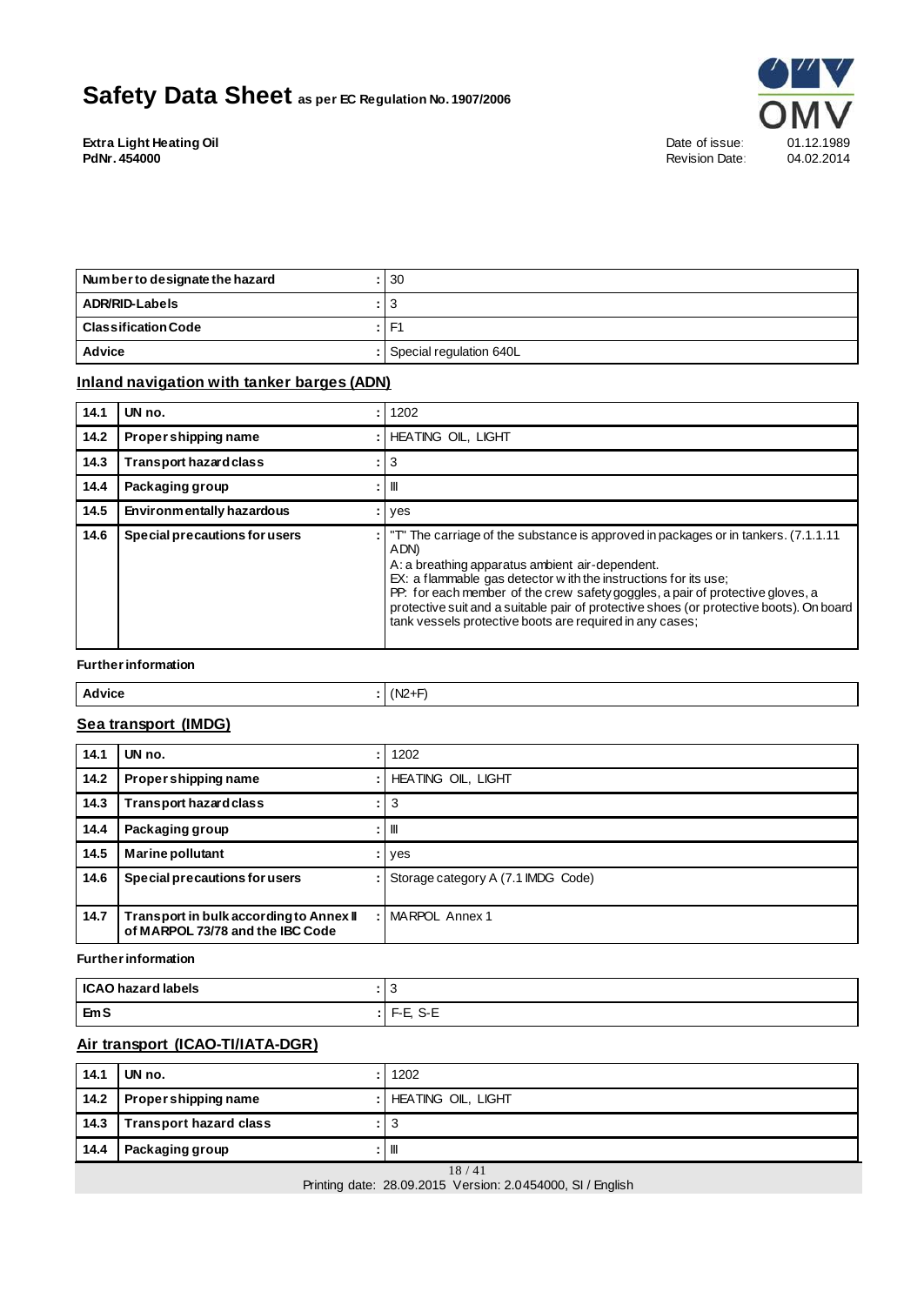| | | |
|---|---|---|
| **Number to designate the hazard** | : | 30 |
| **ADR/RID-Labels** | : | 3 |
| **Classification Code** | : | F1 |
| **Advice** | : | Special regulation 640L |

## Inland navigation with tanker barges (ADN)

| | | | |
|---|---|---|---|
| **14.1** | **UN no.** | : | 1202 |
| **14.2** | **Proper shipping name** | : | HEATING OIL, LIGHT |
| **14.3** | **Transport hazard class** | : | 3 |
| **14.4** | **Packaging group** | : | III |
| **14.5** | **Environmentally hazardous** | : | yes |
| **14.6** | **Special precautions for users** | : | "T" The carriage of the substance is approved in packages or in tankers. (7.1.1.11 ADN)<br>A: a breathing apparatus ambient air-dependent.<br>EX: a flammable gas detector with the instructions for its use;<br>PP: for each member of the crew safety goggles, a pair of protective gloves, a protective suit and a suitable pair of protective shoes (or protective boots). On board tank vessels protective boots are required in any cases; |

**Further information**

| | | |
|---|---|---|
| **Advice** | : | (N2+F) |

## Sea transport (IMDG)

| | | | |
|---|---|---|---|
| **14.1** | **UN no.** | : | 1202 |
| **14.2** | **Proper shipping name** | : | HEATING OIL, LIGHT |
| **14.3** | **Transport hazard class** | : | 3 |
| **14.4** | **Packaging group** | : | III |
| **14.5** | **Marine pollutant** | : | yes |
| **14.6** | **Special precautions for users** | : | Storage category A (7.1 IMDG Code) |
| **14.7** | **Transport in bulk according to Annex II of MARPOL 73/78 and the IBC Code** | : | MARPOL Annex 1 |

**Further information**

| | | |
|---|---|---|
| **ICAO hazard labels** | : | 3 |
| **EmS** | : | F-E, S-E |

## Air transport (ICAO-TI/IATA-DGR)

| | | | |
|---|---|---|---|
| **14.1** | **UN no.** | : | 1202 |
| **14.2** | **Proper shipping name** | : | HEATING OIL, LIGHT |
| **14.3** | **Transport hazard class** | : | 3 |
| **14.4** | **Packaging group** | : | III |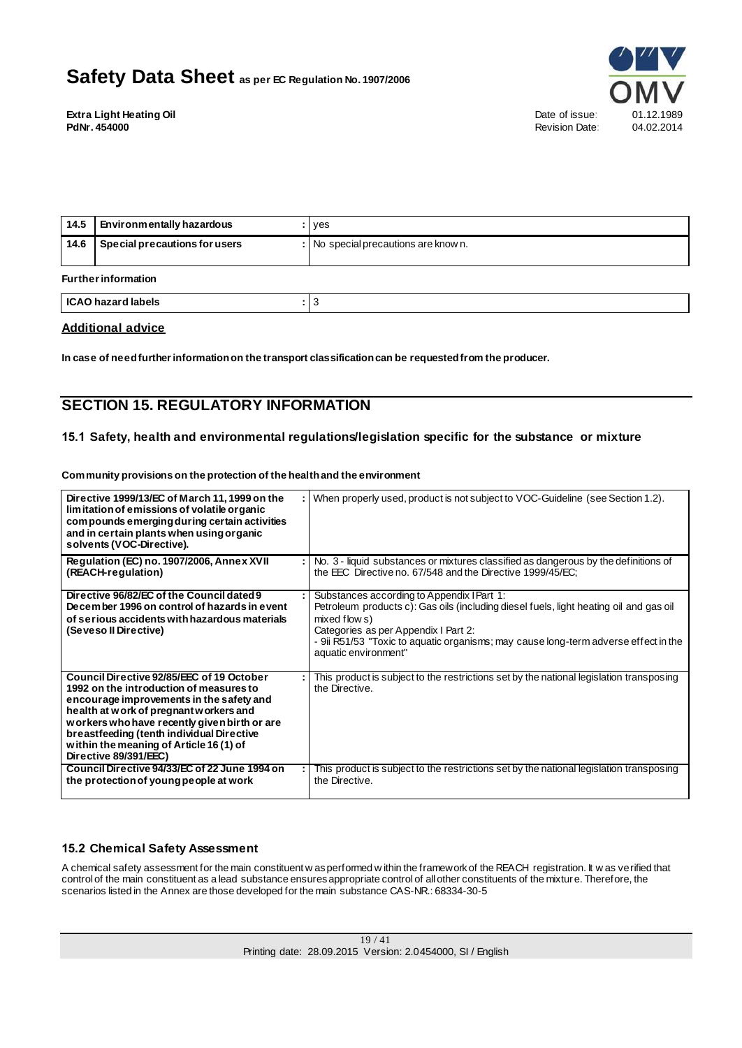| 14.5 | Environmentally hazardous | : | yes |
|---|---|---|---|
| 14.6 | Special precautions for users | : | No special precautions are known. |

**Further information**

| ICAO hazard labels | : | 3 |
|---|---|---|

**Additional advice**

**In case of need further information on the transport classification can be requested from the producer.**

## SECTION 15. REGULATORY INFORMATION

### 15.1 Safety, health and environmental regulations/legislation specific for the substance or mixture

**Community provisions on the protection of the health and the environment**

| | | |
|---|---|---|
| **Directive 1999/13/EC of March 11, 1999 on the limitation of emissions of volatile organic compounds emerging during certain activities and in certain plants when using organic solvents (VOC-Directive).** | : | When properly used, product is not subject to VOC-Guideline (see Section 1.2). |
| **Regulation (EC) no. 1907/2006, Annex XVII (REACH-regulation)** | : | No. 3 - liquid substances or mixtures classified as dangerous by the definitions of the EEC Directive no. 67/548 and the Directive 1999/45/EC; |
| **Directive 96/82/EC of the Council dated 9 December 1996 on control of hazards in event of serious accidents with hazardous materials (Seveso II Directive)** | : | Substances according to Appendix I Part 1:<br>Petroleum products c): Gas oils (including diesel fuels, light heating oil and gas oil mixed flows)<br>Categories as per Appendix I Part 2:<br>- 9ii R51/53 "Toxic to aquatic organisms; may cause long-term adverse effect in the aquatic environment" |
| **Council Directive 92/85/EEC of 19 October 1992 on the introduction of measures to encourage improvements in the safety and health at work of pregnant workers and workers who have recently given birth or are breastfeeding (tenth individual Directive within the meaning of Article 16 (1) of Directive 89/391/EEC)** | : | This product is subject to the restrictions set by the national legislation transposing the Directive. |
| **Council Directive 94/33/EC of 22 June 1994 on the protection of young people at work** | : | This product is subject to the restrictions set by the national legislation transposing the Directive. |

### 15.2 Chemical Safety Assessment

A chemical safety assessment for the main constituent was performed within the framework of the REACH registration. It was verified that control of the main constituent as a lead substance ensures appropriate control of all other constituents of the mixture. Therefore, the scenarios listed in the Annex are those developed for the main substance CAS-NR.: 68334-30-5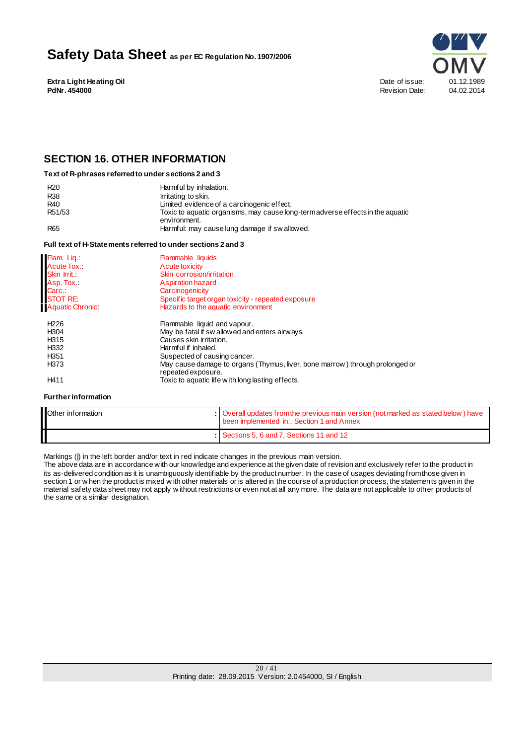## SECTION 16. OTHER INFORMATION

**Text of R-phrases referred to under sections 2 and 3**

| | |
|---|---|
| R20 | Harmful by inhalation. |
| R38 | Irritating to skin. |
| R40 | Limited evidence of a carcinogenic effect. |
| R51/53 | Toxic to aquatic organisms, may cause long-term adverse effects in the aquatic environment. |
| R65 | Harmful: may cause lung damage if swallowed. |

**Full text of H-Statements referred to under sections 2 and 3**

| | |
|---|---|
| Flam. Liq.: | Flammable liquids |
| Acute Tox.: | Acute toxicity |
| Skin Irrit.: | Skin corrosion/irritation |
| Asp. Tox.: | Aspiration hazard |
| Carc.: | Carcinogenicity |
| STOT RE: | Specific target organ toxicity - repeated exposure |
| Aquatic Chronic: | Hazards to the aquatic environment |

| | |
|---|---|
| H226 | Flammable liquid and vapour. |
| H304 | May be fatal if swallowed and enters airways. |
| H315 | Causes skin irritation. |
| H332 | Harmful if inhaled. |
| H351 | Suspected of causing cancer. |
| H373 | May cause damage to organs (Thymus, liver, bone marrow) through prolonged or repeated exposure. |
| H411 | Toxic to aquatic life with long lasting effects. |

**Further information**

| | |
|---|---|
| Other information | : Overall updates from the previous main version (not marked as stated below) have been implemented in:, Section 1 and Annex |
| | : Sections 5, 6 and 7, Sections 11 and 12 |

Markings (|) in the left border and/or text in red indicate changes in the previous main version.
The above data are in accordance with our knowledge and experience at the given date of revision and exclusively refer to the product in its as-delivered condition as it is unambiguously identifiable by the product number. In the case of usages deviating from those given in section 1 or when the product is mixed with other materials or is altered in the course of a production process, the statements given in the material safety data sheet may not apply without restrictions or even not at all any more. The data are not applicable to other products of the same or a similar designation.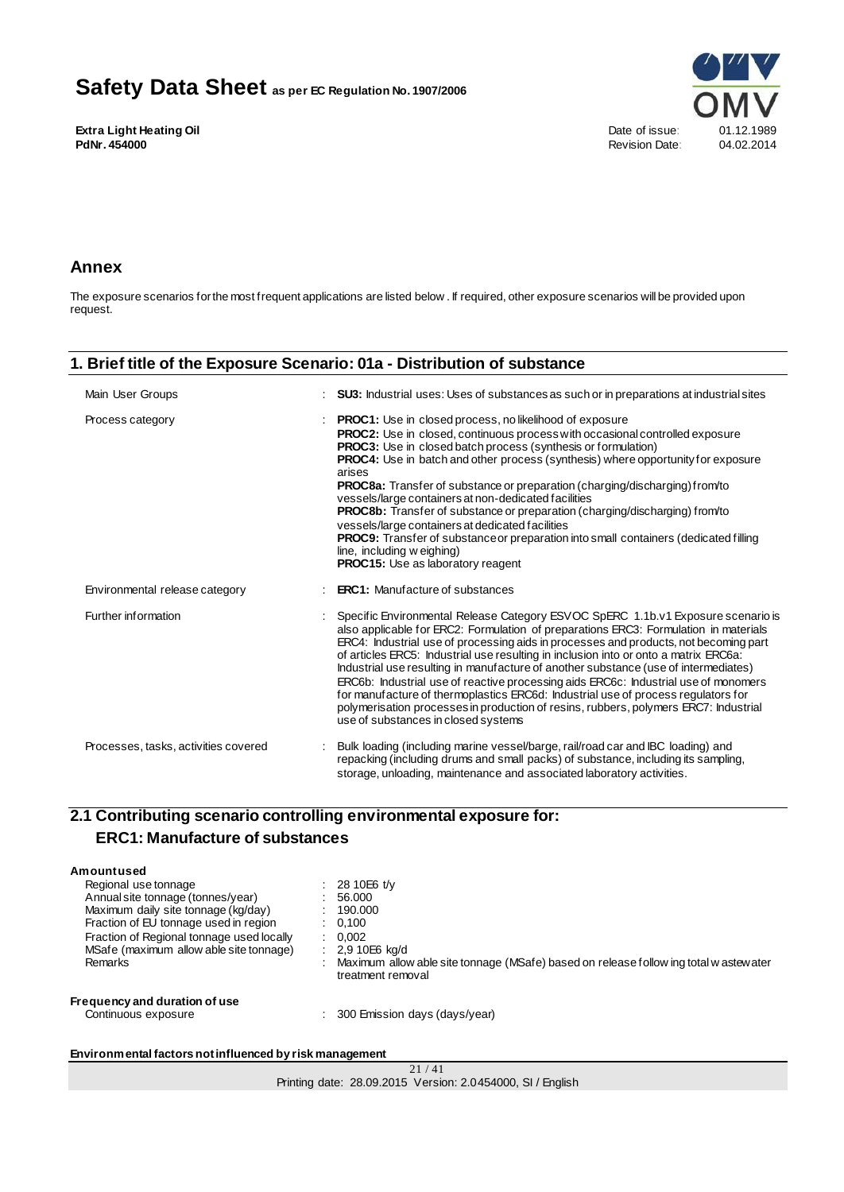## Annex

The exposure scenarios for the most frequent applications are listed below . If required, other exposure scenarios will be provided upon request.

## 1. Brief title of the Exposure Scenario: 01a - Distribution of substance

| | |
|---|---|
| Main User Groups | : **SU3:** Industrial uses: Uses of substances as such or in preparations at industrial sites |
| Process category | : **PROC1:** Use in closed process, no likelihood of exposure<br>**PROC2:** Use in closed, continuous process with occasional controlled exposure<br>**PROC3:** Use in closed batch process (synthesis or formulation)<br>**PROC4:** Use in batch and other process (synthesis) where opportunity for exposure arises<br>**PROC8a:** Transfer of substance or preparation (charging/discharging) from/to vessels/large containers at non-dedicated facilities<br>**PROC8b:** Transfer of substance or preparation (charging/discharging) from/to vessels/large containers at dedicated facilities<br>**PROC9:** Transfer of substance or preparation into small containers (dedicated filling line, including w eighing)<br>**PROC15:** Use as laboratory reagent |
| Environmental release category | : **ERC1:** Manufacture of substances |
| Further information | : Specific Environmental Release Category ESVOC SpERC 1.1b.v1 Exposure scenario is also applicable for ERC2: Formulation of preparations ERC3: Formulation in materials ERC4: Industrial use of processing aids in processes and products, not becoming part of articles ERC5: Industrial use resulting in inclusion into or onto a matrix ERC6a: Industrial use resulting in manufacture of another substance (use of intermediates) ERC6b: Industrial use of reactive processing aids ERC6c: Industrial use of monomers for manufacture of thermoplastics ERC6d: Industrial use of process regulators for polymerisation processes in production of resins, rubbers, polymers ERC7: Industrial use of substances in closed systems |
| Processes, tasks, activities covered | : Bulk loading (including marine vessel/barge, rail/road car and IBC loading) and repacking (including drums and small packs) of substance, including its sampling, storage, unloading, maintenance and associated laboratory activities. |

## 2.1 Contributing scenario controlling environmental exposure for: ERC1: Manufacture of substances

**Amount used**

| | |
|---|---|
| Regional use tonnage | : 28 10E6 t/y |
| Annual site tonnage (tonnes/year) | : 56.000 |
| Maximum daily site tonnage (kg/day) | : 190.000 |
| Fraction of EU tonnage used in region | : 0,100 |
| Fraction of Regional tonnage used locally | : 0,002 |
| MSafe (maximum allow able site tonnage) | : 2,9 10E6 kg/d |
| Remarks | : Maximum allow able site tonnage (MSafe) based on release follow ing total w astewater treatment removal |

**Frequency and duration of use**

| | |
|---|---|
| Continuous exposure | : 300 Emission days (days/year) |

**Environmental factors not influenced by risk management**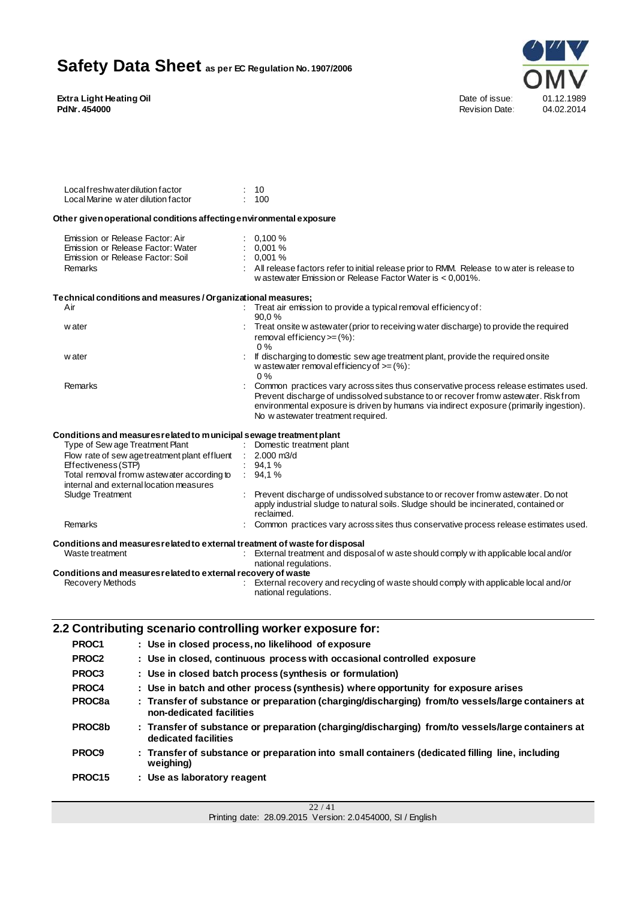| | |
|---|---|
| Local freshwater dilution factor | : 10 |
| Local Marine water dilution factor | : 100 |

**Other given operational conditions affecting environmental exposure**

| | |
|---|---|
| Emission or Release Factor: Air | : 0,100 % |
| Emission or Release Factor: Water | : 0,001 % |
| Emission or Release Factor: Soil | : 0,001 % |
| Remarks | : All release factors refer to initial release prior to RMM. Release to water is release to wastewater Emission or Release Factor Water is < 0,001%. |

**Technical conditions and measures / Organizational measures;**

| | |
|---|---|
| Air | : Treat air emission to provide a typical removal efficiency of: 90,0 % |
| water | : Treat onsite wastewater (prior to receiving water discharge) to provide the required removal efficiency >= (%): 0 % |
| water | : If discharging to domestic sewage treatment plant, provide the required onsite wastewater removal efficiency of >= (%): 0 % |
| Remarks | : Common practices vary across sites thus conservative process release estimates used. Prevent discharge of undissolved substance to or recover from wastewater. Risk from environmental exposure is driven by humans via indirect exposure (primarily ingestion). No wastewater treatment required. |

**Conditions and measures related to municipal sewage treatment plant**

| | |
|---|---|
| Type of Sewage Treatment Plant | : Domestic treatment plant |
| Flow rate of sewage treatment plant effluent | : 2.000 m3/d |
| Effectiveness (STP) | : 94,1 % |
| Total removal from wastewater according to internal and external location measures | : 94,1 % |
| Sludge Treatment | : Prevent discharge of undissolved substance to or recover from wastewater. Do not apply industrial sludge to natural soils. Sludge should be incinerated, contained or reclaimed. |
| Remarks | : Common practices vary across sites thus conservative process release estimates used. |

**Conditions and measures related to external treatment of waste for disposal**

| | |
|---|---|
| Waste treatment | : External treatment and disposal of waste should comply with applicable local and/or national regulations. |

**Conditions and measures related to external recovery of waste**

| | |
|---|---|
| Recovery Methods | : External recovery and recycling of waste should comply with applicable local and/or national regulations. |

## 2.2 Contributing scenario controlling worker exposure for:

| | |
|---|---|
| **PROC1** | **: Use in closed process, no likelihood of exposure** |
| **PROC2** | **: Use in closed, continuous process with occasional controlled exposure** |
| **PROC3** | **: Use in closed batch process (synthesis or formulation)** |
| **PROC4** | **: Use in batch and other process (synthesis) where opportunity for exposure arises** |
| **PROC8a** | **: Transfer of substance or preparation (charging/discharging) from/to vessels/large containers at non-dedicated facilities** |
| **PROC8b** | **: Transfer of substance or preparation (charging/discharging) from/to vessels/large containers at dedicated facilities** |
| **PROC9** | **: Transfer of substance or preparation into small containers (dedicated filling line, including weighing)** |
| **PROC15** | **: Use as laboratory reagent** |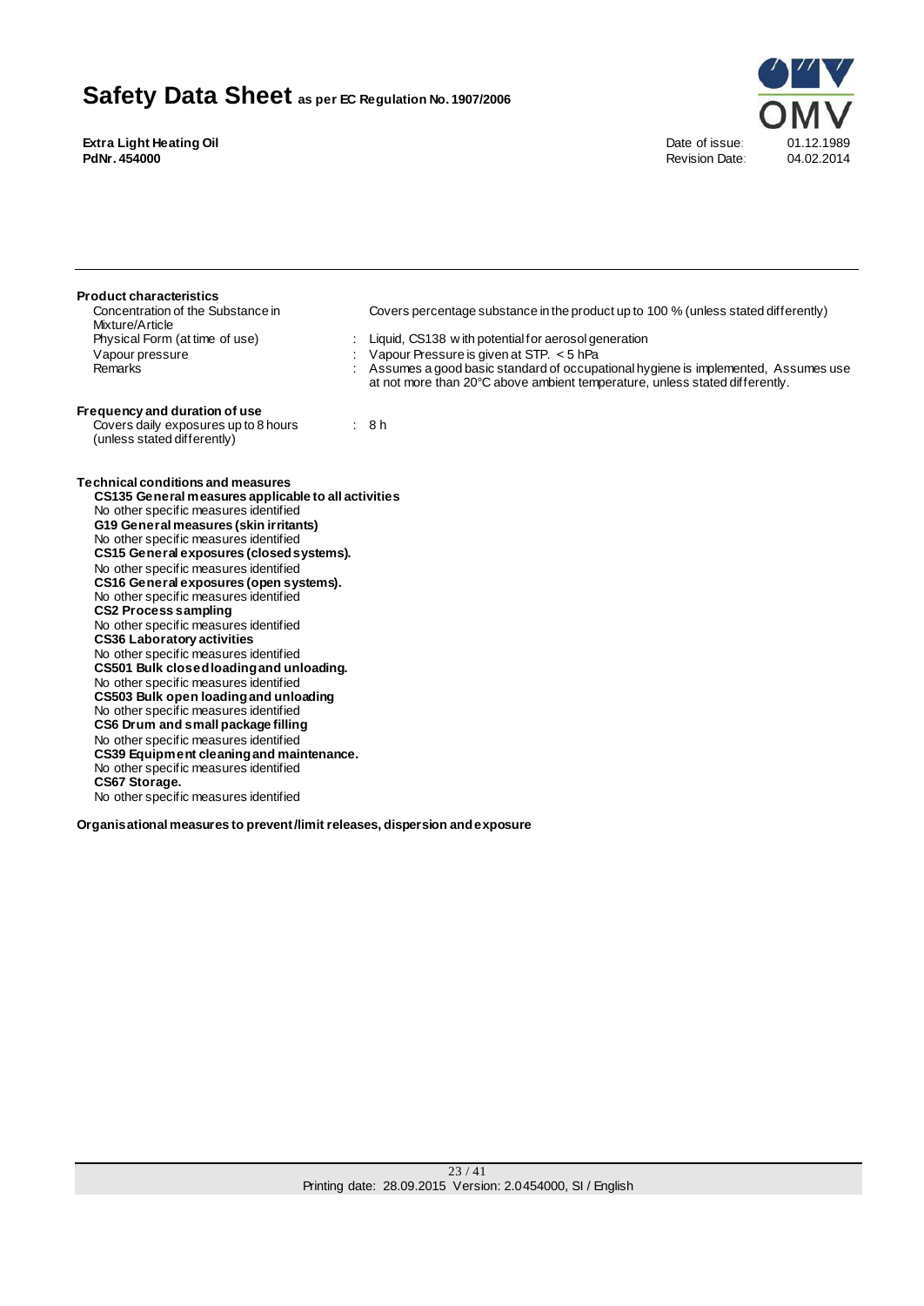**Product characteristics**

| | |
|---|---|
| Concentration of the Substance in Mixture/Article | Covers percentage substance in the product up to 100 % (unless stated differently) |
| Physical Form (at time of use) | : Liquid, CS138 with potential for aerosol generation |
| Vapour pressure | : Vapour Pressure is given at STP. < 5 hPa |
| Remarks | : Assumes a good basic standard of occupational hygiene is implemented, Assumes use at not more than 20°C above ambient temperature, unless stated differently. |

**Frequency and duration of use**

| | |
|---|---|
| Covers daily exposures up to 8 hours (unless stated differently) | : 8 h |

**Technical conditions and measures**

**CS135 General measures applicable to all activities**
No other specific measures identified
**G19 General measures (skin irritants)**
No other specific measures identified
**CS15 General exposures (closed systems).**
No other specific measures identified
**CS16 General exposures (open systems).**
No other specific measures identified
**CS2 Process sampling**
No other specific measures identified
**CS36 Laboratory activities**
No other specific measures identified
**CS501 Bulk closed loading and unloading.**
No other specific measures identified
**CS503 Bulk open loading and unloading**
No other specific measures identified
**CS6 Drum and small package filling**
No other specific measures identified
**CS39 Equipment cleaning and maintenance.**
No other specific measures identified
**CS67 Storage.**
No other specific measures identified

**Organisational measures to prevent /limit releases, dispersion and exposure**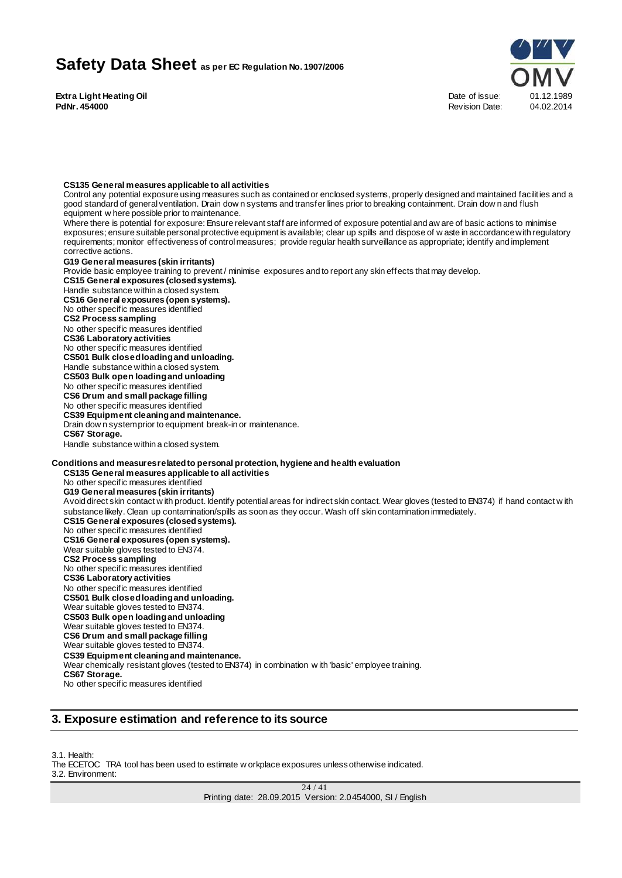**CS135 General measures applicable to all activities**
Control any potential exposure using measures such as contained or enclosed systems, properly designed and maintained facilities and a good standard of general ventilation. Drain down systems and transfer lines prior to breaking containment. Drain down and flush equipment where possible prior to maintenance.
Where there is potential for exposure: Ensure relevant staff are informed of exposure potential and aware of basic actions to minimise exposures; ensure suitable personal protective equipment is available; clear up spills and dispose of waste in accordance with regulatory requirements; monitor effectiveness of control measures; provide regular health surveillance as appropriate; identify and implement corrective actions.
**G19 General measures (skin irritants)**
Provide basic employee training to prevent / minimise exposures and to report any skin effects that may develop.
**CS15 General exposures (closed systems).**
Handle substance within a closed system.
**CS16 General exposures (open systems).**
No other specific measures identified
**CS2 Process sampling**
No other specific measures identified
**CS36 Laboratory activities**
No other specific measures identified
**CS501 Bulk closed loading and unloading.**
Handle substance within a closed system.
**CS503 Bulk open loading and unloading**
No other specific measures identified
**CS6 Drum and small package filling**
No other specific measures identified
**CS39 Equipment cleaning and maintenance.**
Drain down system prior to equipment break-in or maintenance.
**CS67 Storage.**
Handle substance within a closed system.

**Conditions and measures related to personal protection, hygiene and health evaluation**
**CS135 General measures applicable to all activities**
No other specific measures identified
**G19 General measures (skin irritants)**
Avoid direct skin contact with product. Identify potential areas for indirect skin contact. Wear gloves (tested to EN374) if hand contact with substance likely. Clean up contamination/spills as soon as they occur. Wash off skin contamination immediately.
**CS15 General exposures (closed systems).**
No other specific measures identified
**CS16 General exposures (open systems).**
Wear suitable gloves tested to EN374.
**CS2 Process sampling**
No other specific measures identified
**CS36 Laboratory activities**
No other specific measures identified
**CS501 Bulk closed loading and unloading.**
Wear suitable gloves tested to EN374.
**CS503 Bulk open loading and unloading**
Wear suitable gloves tested to EN374.
**CS6 Drum and small package filling**
Wear suitable gloves tested to EN374.
**CS39 Equipment cleaning and maintenance.**
Wear chemically resistant gloves (tested to EN374) in combination with 'basic' employee training.
**CS67 Storage.**
No other specific measures identified

## 3. Exposure estimation and reference to its source

3.1. Health:
The ECETOC TRA tool has been used to estimate workplace exposures unless otherwise indicated.
3.2. Environment: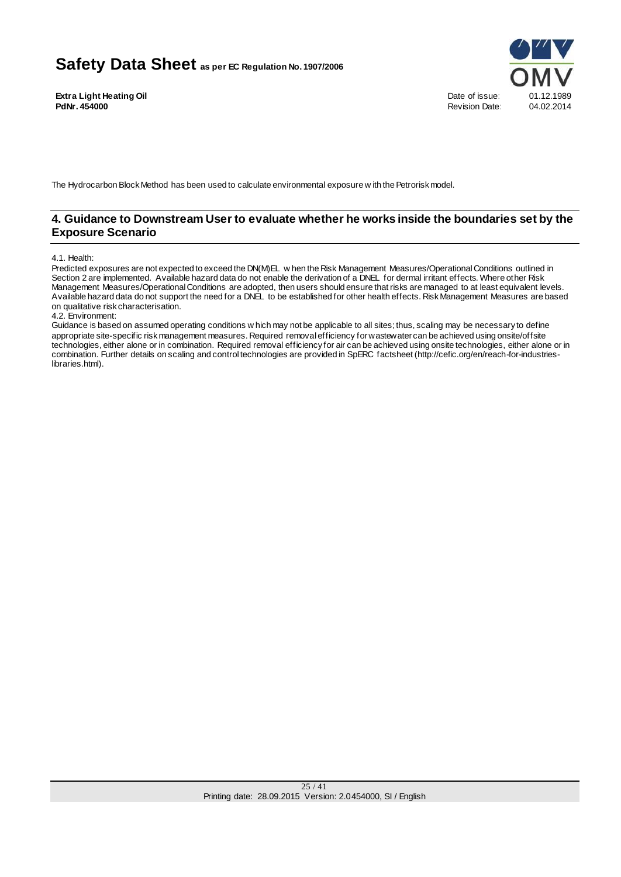The Hydrocarbon Block Method has been used to calculate environmental exposure with the Petrorisk model.

## 4. Guidance to Downstream User to evaluate whether he works inside the boundaries set by the Exposure Scenario

4.1. Health:

Predicted exposures are not expected to exceed the DN(M)EL when the Risk Management Measures/Operational Conditions outlined in Section 2 are implemented. Available hazard data do not enable the derivation of a DNEL for dermal irritant effects. Where other Risk Management Measures/Operational Conditions are adopted, then users should ensure that risks are managed to at least equivalent levels. Available hazard data do not support the need for a DNEL to be established for other health effects. Risk Management Measures are based on qualitative risk characterisation.

4.2. Environment:

Guidance is based on assumed operating conditions which may not be applicable to all sites; thus, scaling may be necessary to define appropriate site-specific risk management measures. Required removal efficiency for wastewater can be achieved using onsite/offsite technologies, either alone or in combination. Required removal efficiency for air can be achieved using onsite technologies, either alone or in combination. Further details on scaling and control technologies are provided in SpERC factsheet (http://cefic.org/en/reach-for-industries-libraries.html).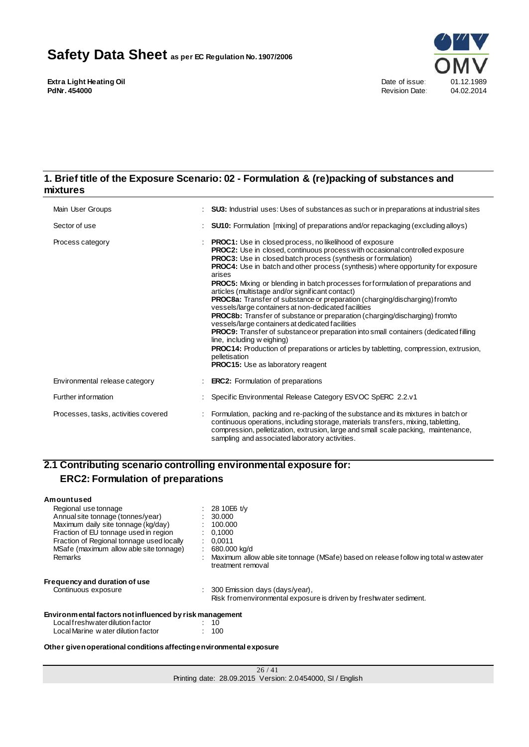## 1. Brief title of the Exposure Scenario: 02 - Formulation & (re)packing of substances and mixtures

| | | |
|---|---|---|
| Main User Groups | : | **SU3:** Industrial uses: Uses of substances as such or in preparations at industrial sites |
| Sector of use | : | **SU10:** Formulation [mixing] of preparations and/or repackaging (excluding alloys) |
| Process category | : | **PROC1:** Use in closed process, no likelihood of exposure<br>**PROC2:** Use in closed, continuous process with occasional controlled exposure<br>**PROC3:** Use in closed batch process (synthesis or formulation)<br>**PROC4:** Use in batch and other process (synthesis) where opportunity for exposure arises<br>**PROC5:** Mixing or blending in batch processes for formulation of preparations and articles (multistage and/or significant contact)<br>**PROC8a:** Transfer of substance or preparation (charging/discharging) from/to vessels/large containers at non-dedicated facilities<br>**PROC8b:** Transfer of substance or preparation (charging/discharging) from/to vessels/large containers at dedicated facilities<br>**PROC9:** Transfer of substance or preparation into small containers (dedicated filling line, including weighing)<br>**PROC14:** Production of preparations or articles by tabletting, compression, extrusion, pelletisation<br>**PROC15:** Use as laboratory reagent |
| Environmental release category | : | **ERC2:** Formulation of preparations |
| Further information | : | Specific Environmental Release Category ESVOC SpERC 2.2.v1 |
| Processes, tasks, activities covered | : | Formulation, packing and re-packing of the substance and its mixtures in batch or continuous operations, including storage, materials transfers, mixing, tabletting, compression, pelletization, extrusion, large and small scale packing, maintenance, sampling and associated laboratory activities. |

## 2.1 Contributing scenario controlling environmental exposure for: ERC2: Formulation of preparations

**Amount used**

| | | |
|---|---|---|
| Regional use tonnage | : | 28 10E6 t/y |
| Annual site tonnage (tonnes/year) | : | 30.000 |
| Maximum daily site tonnage (kg/day) | : | 100.000 |
| Fraction of EU tonnage used in region | : | 0,1000 |
| Fraction of Regional tonnage used locally | : | 0,0011 |
| MSafe (maximum allowable site tonnage) | : | 680.000 kg/d |
| Remarks | : | Maximum allowable site tonnage (MSafe) based on release following total wastewater treatment removal |

**Frequency and duration of use**

| | | |
|---|---|---|
| Continuous exposure | : | 300 Emission days (days/year),<br>Risk from environmental exposure is driven by freshwater sediment. |

**Environmental factors not influenced by risk management**

| | | |
|---|---|---|
| Local freshwater dilution factor | : | 10 |
| Local Marine water dilution factor | : | 100 |

**Other given operational conditions affecting environmental exposure**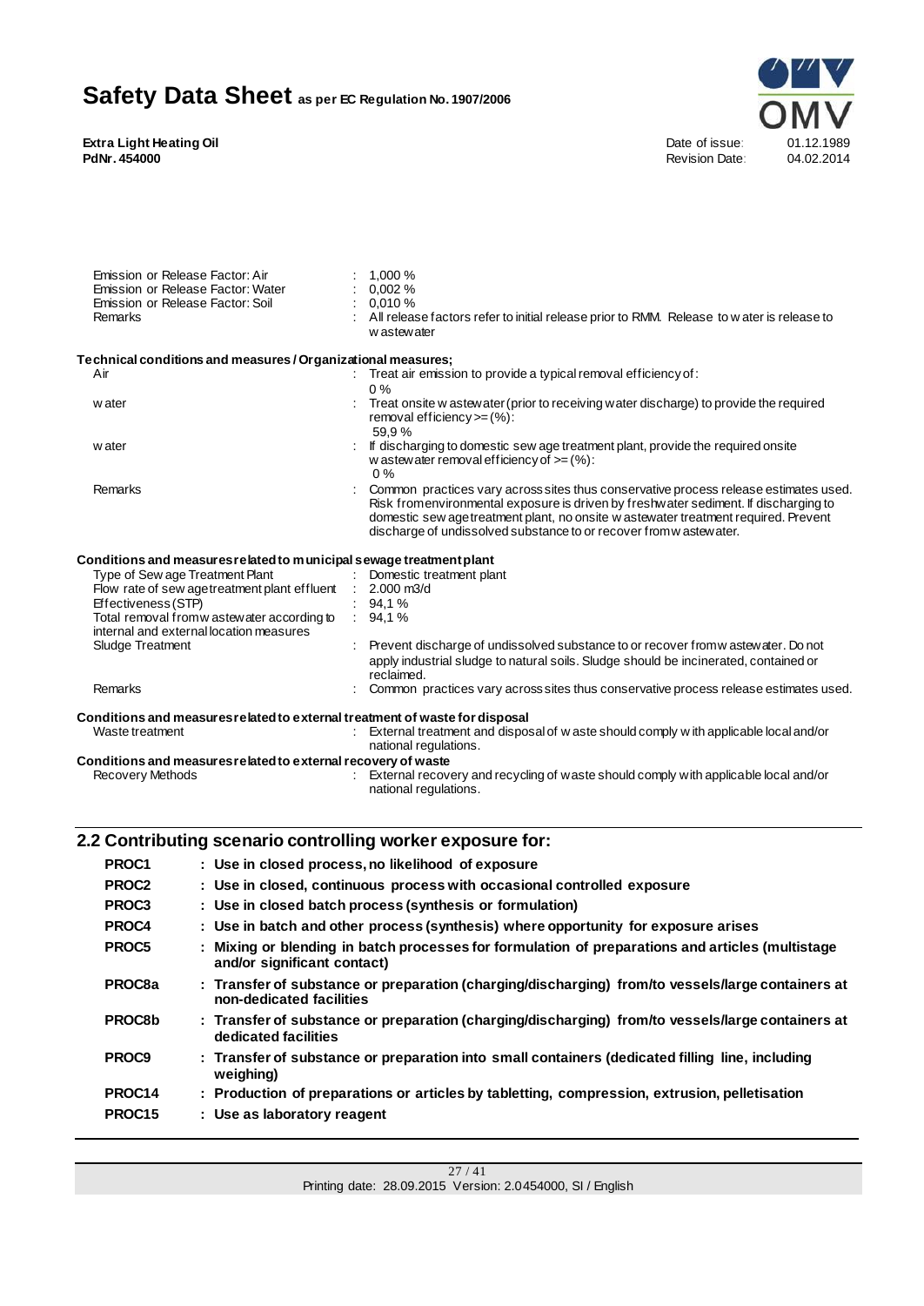| | | |
|---|---|---|
| Emission or Release Factor: Air | : | 1,000 % |
| Emission or Release Factor: Water | : | 0,002 % |
| Emission or Release Factor: Soil | : | 0,010 % |
| Remarks | : | All release factors refer to initial release prior to RMM. Release to water is release to wastewater |

**Technical conditions and measures / Organizational measures;**

| | | |
|---|---|---|
| Air | : | Treat air emission to provide a typical removal efficiency of: 0 % |
| water | : | Treat onsite wastewater (prior to receiving water discharge) to provide the required removal efficiency >= (%): 59,9 % |
| water | : | If discharging to domestic sewage treatment plant, provide the required onsite wastewater removal efficiency of >= (%): 0 % |
| Remarks | : | Common practices vary across sites thus conservative process release estimates used. Risk from environmental exposure is driven by freshwater sediment. If discharging to domestic sewage treatment plant, no onsite wastewater treatment required. Prevent discharge of undissolved substance to or recover from wastewater. |

**Conditions and measures related to municipal sewage treatment plant**

| | | |
|---|---|---|
| Type of Sewage Treatment Plant | : | Domestic treatment plant |
| Flow rate of sewage treatment plant effluent | : | 2.000 m3/d |
| Effectiveness (STP) | : | 94,1 % |
| Total removal from wastewater according to internal and external location measures | : | 94,1 % |
| Sludge Treatment | : | Prevent discharge of undissolved substance to or recover from wastewater. Do not apply industrial sludge to natural soils. Sludge should be incinerated, contained or reclaimed. |
| Remarks | : | Common practices vary across sites thus conservative process release estimates used. |

**Conditions and measures related to external treatment of waste for disposal**

| | | |
|---|---|---|
| Waste treatment | : | External treatment and disposal of waste should comply with applicable local and/or national regulations. |

**Conditions and measures related to external recovery of waste**

| | | |
|---|---|---|
| Recovery Methods | : | External recovery and recycling of waste should comply with applicable local and/or national regulations. |

## 2.2 Contributing scenario controlling worker exposure for:

| | |
|---|---|
| **PROC1** | **: Use in closed process, no likelihood of exposure** |
| **PROC2** | **: Use in closed, continuous process with occasional controlled exposure** |
| **PROC3** | **: Use in closed batch process (synthesis or formulation)** |
| **PROC4** | **: Use in batch and other process (synthesis) where opportunity for exposure arises** |
| **PROC5** | **: Mixing or blending in batch processes for formulation of preparations and articles (multistage and/or significant contact)** |
| **PROC8a** | **: Transfer of substance or preparation (charging/discharging) from/to vessels/large containers at non-dedicated facilities** |
| **PROC8b** | **: Transfer of substance or preparation (charging/discharging) from/to vessels/large containers at dedicated facilities** |
| **PROC9** | **: Transfer of substance or preparation into small containers (dedicated filling line, including weighing)** |
| **PROC14** | **: Production of preparations or articles by tabletting, compression, extrusion, pelletisation** |
| **PROC15** | **: Use as laboratory reagent** |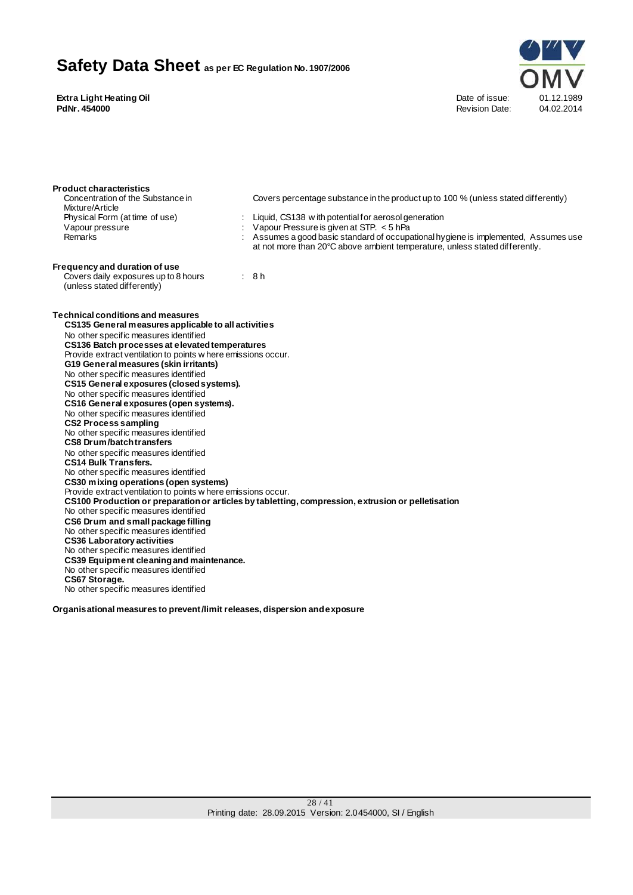**Product characteristics**

| | | |
|---|---|---|
| Concentration of the Substance in Mixture/Article | | Covers percentage substance in the product up to 100 % (unless stated differently) |
| Physical Form (at time of use) | : | Liquid, CS138 with potential for aerosol generation |
| Vapour pressure | : | Vapour Pressure is given at STP. < 5 hPa |
| Remarks | : | Assumes a good basic standard of occupational hygiene is implemented, Assumes use at not more than 20°C above ambient temperature, unless stated differently. |

**Frequency and duration of use**

| | | |
|---|---|---|
| Covers daily exposures up to 8 hours (unless stated differently) | : | 8 h |

**Technical conditions and measures**

**CS135 General measures applicable to all activities**
No other specific measures identified
**CS136 Batch processes at elevated temperatures**
Provide extract ventilation to points where emissions occur.
**G19 General measures (skin irritants)**
No other specific measures identified
**CS15 General exposures (closed systems).**
No other specific measures identified
**CS16 General exposures (open systems).**
No other specific measures identified
**CS2 Process sampling**
No other specific measures identified
**CS8 Drum/batch transfers**
No other specific measures identified
**CS14 Bulk Transfers.**
No other specific measures identified
**CS30 mixing operations (open systems)**
Provide extract ventilation to points where emissions occur.
**CS100 Production or preparation or articles by tabletting, compression, extrusion or pelletisation**
No other specific measures identified
**CS6 Drum and small package filling**
No other specific measures identified
**CS36 Laboratory activities**
No other specific measures identified
**CS39 Equipment cleaning and maintenance.**
No other specific measures identified
**CS67 Storage.**
No other specific measures identified

**Organisational measures to prevent/limit releases, dispersion and exposure**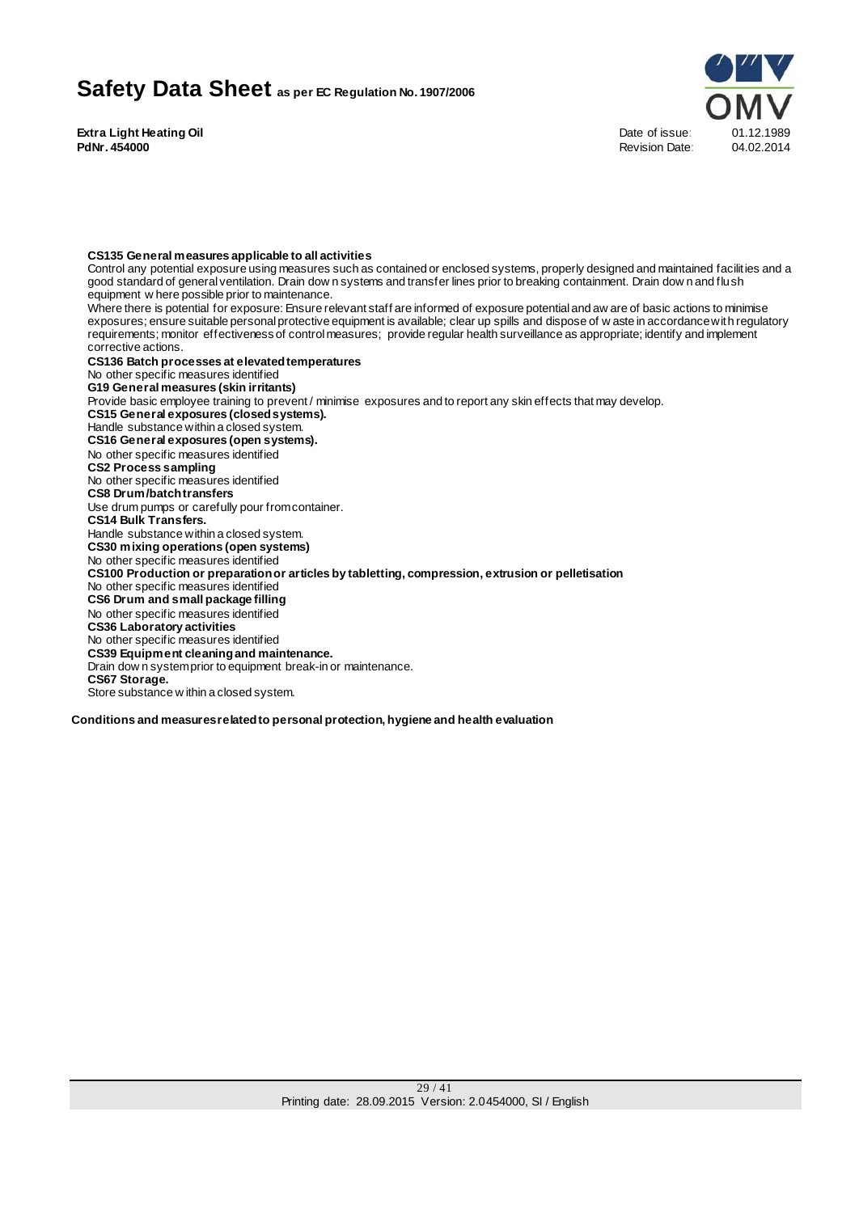**CS135 General measures applicable to all activities**
Control any potential exposure using measures such as contained or enclosed systems, properly designed and maintained facilities and a good standard of general ventilation. Drain down systems and transfer lines prior to breaking containment. Drain down and flush equipment where possible prior to maintenance.
Where there is potential for exposure: Ensure relevant staff are informed of exposure potential and aware of basic actions to minimise exposures; ensure suitable personal protective equipment is available; clear up spills and dispose of waste in accordance with regulatory requirements; monitor effectiveness of control measures; provide regular health surveillance as appropriate; identify and implement corrective actions.

**CS136 Batch processes at elevated temperatures**
No other specific measures identified

**G19 General measures (skin irritants)**
Provide basic employee training to prevent / minimise exposures and to report any skin effects that may develop.

**CS15 General exposures (closed systems).**
Handle substance within a closed system.

**CS16 General exposures (open systems).**
No other specific measures identified

**CS2 Process sampling**
No other specific measures identified

**CS8 Drum/batch transfers**
Use drum pumps or carefully pour from container.

**CS14 Bulk Transfers.**
Handle substance within a closed system.

**CS30 mixing operations (open systems)**
No other specific measures identified

**CS100 Production or preparation or articles by tabletting, compression, extrusion or pelletisation**
No other specific measures identified

**CS6 Drum and small package filling**
No other specific measures identified

**CS36 Laboratory activities**
No other specific measures identified

**CS39 Equipment cleaning and maintenance.**
Drain down system prior to equipment break-in or maintenance.

**CS67 Storage.**
Store substance within a closed system.

**Conditions and measures related to personal protection, hygiene and health evaluation**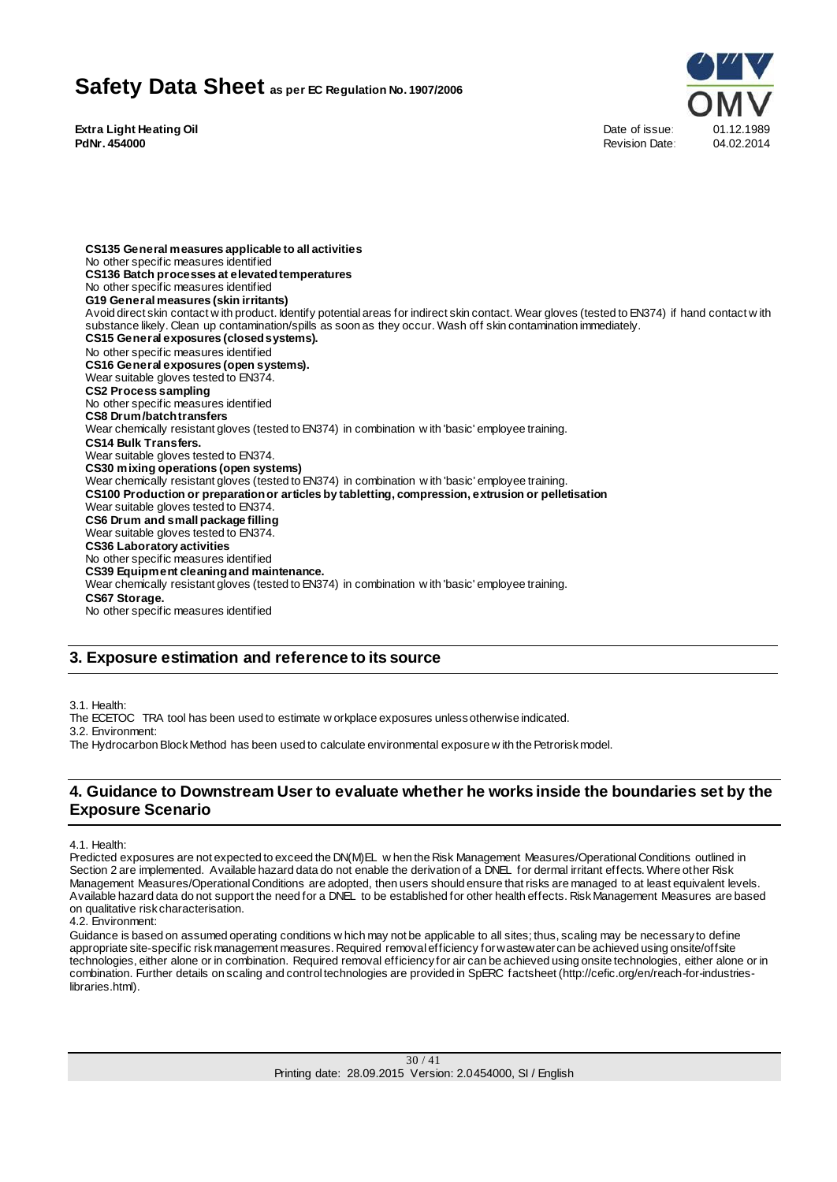**CS135 General measures applicable to all activities**
No other specific measures identified
**CS136 Batch processes at elevated temperatures**
No other specific measures identified
**G19 General measures (skin irritants)**
Avoid direct skin contact with product. Identify potential areas for indirect skin contact. Wear gloves (tested to EN374) if hand contact with substance likely. Clean up contamination/spills as soon as they occur. Wash off skin contamination immediately.
**CS15 General exposures (closed systems).**
No other specific measures identified
**CS16 General exposures (open systems).**
Wear suitable gloves tested to EN374.
**CS2 Process sampling**
No other specific measures identified
**CS8 Drum/batch transfers**
Wear chemically resistant gloves (tested to EN374) in combination with 'basic' employee training.
**CS14 Bulk Transfers.**
Wear suitable gloves tested to EN374.
**CS30 mixing operations (open systems)**
Wear chemically resistant gloves (tested to EN374) in combination with 'basic' employee training.
**CS100 Production or preparation or articles by tabletting, compression, extrusion or pelletisation**
Wear suitable gloves tested to EN374.
**CS6 Drum and small package filling**
Wear suitable gloves tested to EN374.
**CS36 Laboratory activities**
No other specific measures identified
**CS39 Equipment cleaning and maintenance.**
Wear chemically resistant gloves (tested to EN374) in combination with 'basic' employee training.
**CS67 Storage.**
No other specific measures identified

## 3. Exposure estimation and reference to its source

3.1. Health:
The ECETOC TRA tool has been used to estimate workplace exposures unless otherwise indicated.
3.2. Environment:
The Hydrocarbon Block Method has been used to calculate environmental exposure with the Petrorisk model.

## 4. Guidance to Downstream User to evaluate whether he works inside the boundaries set by the Exposure Scenario

4.1. Health:
Predicted exposures are not expected to exceed the DN(M)EL when the Risk Management Measures/Operational Conditions outlined in Section 2 are implemented. Available hazard data do not enable the derivation of a DNEL for dermal irritant effects. Where other Risk Management Measures/Operational Conditions are adopted, then users should ensure that risks are managed to at least equivalent levels. Available hazard data do not support the need for a DNEL to be established for other health effects. Risk Management Measures are based on qualitative risk characterisation.
4.2. Environment:
Guidance is based on assumed operating conditions which may not be applicable to all sites; thus, scaling may be necessary to define appropriate site-specific risk management measures. Required removal efficiency for wastewater can be achieved using onsite/offsite technologies, either alone or in combination. Required removal efficiency for air can be achieved using onsite technologies, either alone or in combination. Further details on scaling and control technologies are provided in SpERC factsheet (http://cefic.org/en/reach-for-industries-libraries.html).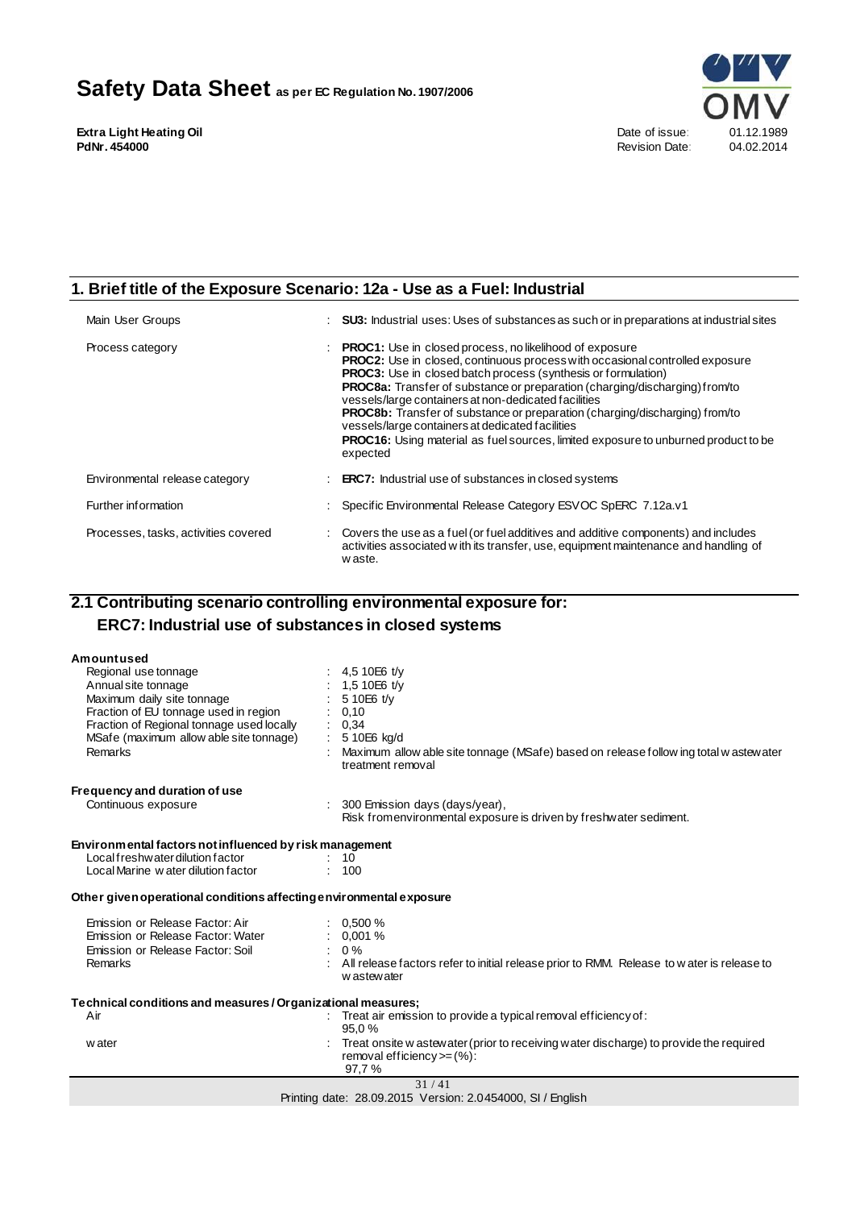## 1. Brief title of the Exposure Scenario: 12a - Use as a Fuel: Industrial

| | | |
|---|---|---|
| Main User Groups | : | **SU3:** Industrial uses: Uses of substances as such or in preparations at industrial sites |
| Process category | : | **PROC1:** Use in closed process, no likelihood of exposure<br>**PROC2:** Use in closed, continuous process with occasional controlled exposure<br>**PROC3:** Use in closed batch process (synthesis or formulation)<br>**PROC8a:** Transfer of substance or preparation (charging/discharging) from/to vessels/large containers at non-dedicated facilities<br>**PROC8b:** Transfer of substance or preparation (charging/discharging) from/to vessels/large containers at dedicated facilities<br>**PROC16:** Using material as fuel sources, limited exposure to unburned product to be expected |
| Environmental release category | : | **ERC7:** Industrial use of substances in closed systems |
| Further information | : | Specific Environmental Release Category ESVOC SpERC 7.12a.v1 |
| Processes, tasks, activities covered | : | Covers the use as a fuel (or fuel additives and additive components) and includes activities associated with its transfer, use, equipment maintenance and handling of waste. |

## 2.1 Contributing scenario controlling environmental exposure for: ERC7: Industrial use of substances in closed systems

**Amountused**

| | | |
|---|---|---|
| Regional use tonnage | : | 4,5 10E6 t/y |
| Annual site tonnage | : | 1,5 10E6 t/y |
| Maximum daily site tonnage | : | 5 10E6 t/y |
| Fraction of EU tonnage used in region | : | 0,10 |
| Fraction of Regional tonnage used locally | : | 0,34 |
| MSafe (maximum allowable site tonnage) | : | 5 10E6 kg/d |
| Remarks | : | Maximum allowable site tonnage (MSafe) based on release following total wastewater treatment removal |

**Frequency and duration of use**

| | | |
|---|---|---|
| Continuous exposure | : | 300 Emission days (days/year),<br>Risk from environmental exposure is driven by freshwater sediment. |

**Environmental factors not influenced by risk management**

| | | |
|---|---|---|
| Local freshwater dilution factor | : | 10 |
| Local Marine water dilution factor | : | 100 |

**Other given operational conditions affecting environmental exposure**

| | | |
|---|---|---|
| Emission or Release Factor: Air | : | 0,500 % |
| Emission or Release Factor: Water | : | 0,001 % |
| Emission or Release Factor: Soil | : | 0 % |
| Remarks | : | All release factors refer to initial release prior to RMM. Release to water is release to wastewater |

**Technical conditions and measures / Organizational measures;**

| | | |
|---|---|---|
| Air | : | Treat air emission to provide a typical removal efficiency of:<br>95,0 % |
| water | : | Treat onsite wastewater (prior to receiving water discharge) to provide the required removal efficiency >= (%):<br>97,7 % |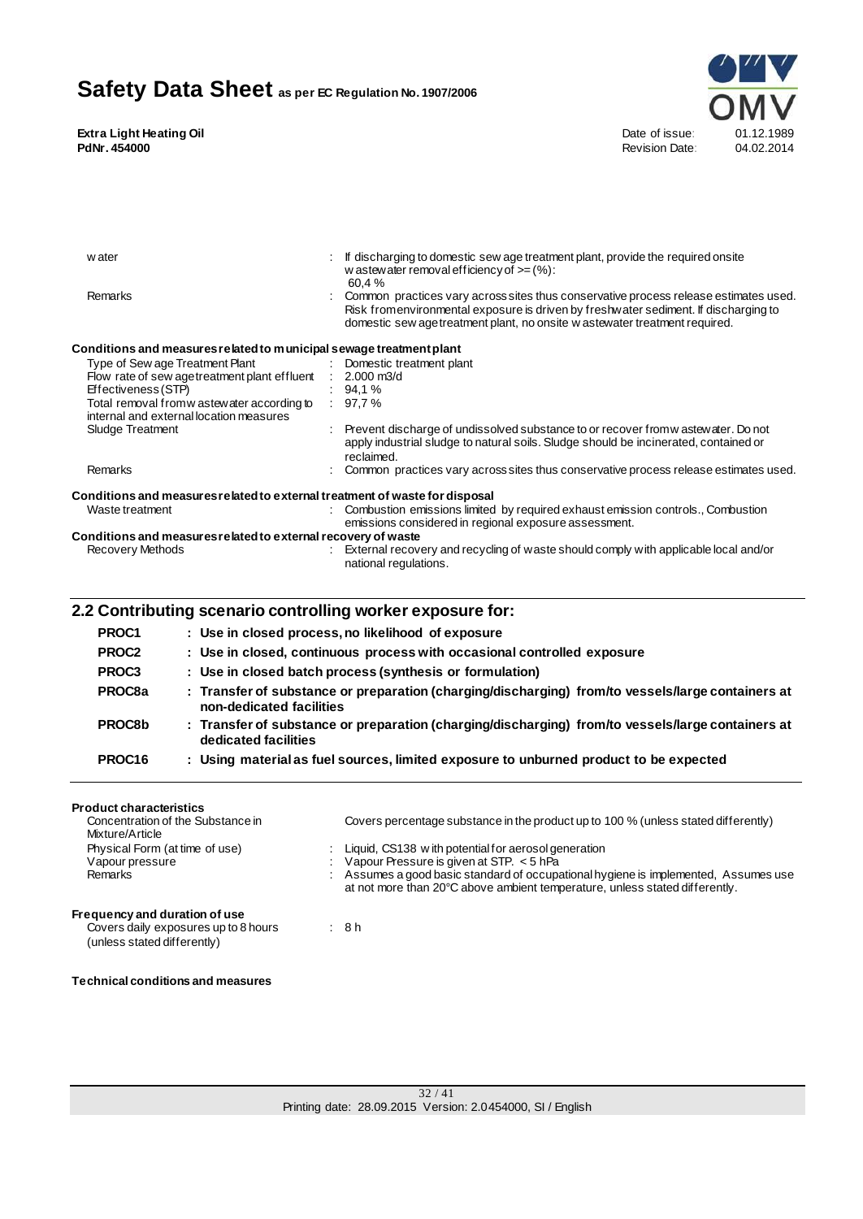| | | |
|---|---|---|
| water | : | If discharging to domestic sewage treatment plant, provide the required onsite wastewater removal efficiency of >= (%): 60,4 % |
| Remarks | : | Common practices vary across sites thus conservative process release estimates used. Risk from environmental exposure is driven by freshwater sediment. If discharging to domestic sewage treatment plant, no onsite wastewater treatment required. |

**Conditions and measures related to municipal sewage treatment plant**

| | | |
|---|---|---|
| Type of Sewage Treatment Plant | : | Domestic treatment plant |
| Flow rate of sewage treatment plant effluent | : | 2.000 m3/d |
| Effectiveness (STP) | : | 94,1 % |
| Total removal from wastewater according to internal and external location measures | : | 97,7 % |
| Sludge Treatment | : | Prevent discharge of undissolved substance to or recover from wastewater. Do not apply industrial sludge to natural soils. Sludge should be incinerated, contained or reclaimed. |
| Remarks | : | Common practices vary across sites thus conservative process release estimates used. |

**Conditions and measures related to external treatment of waste for disposal**

| | | |
|---|---|---|
| Waste treatment | : | Combustion emissions limited by required exhaust emission controls., Combustion emissions considered in regional exposure assessment. |

**Conditions and measures related to external recovery of waste**

| | | |
|---|---|---|
| Recovery Methods | : | External recovery and recycling of waste should comply with applicable local and/or national regulations. |

## 2.2 Contributing scenario controlling worker exposure for:

| | |
|---|---|
| **PROC1** | **: Use in closed process, no likelihood of exposure** |
| **PROC2** | **: Use in closed, continuous process with occasional controlled exposure** |
| **PROC3** | **: Use in closed batch process (synthesis or formulation)** |
| **PROC8a** | **: Transfer of substance or preparation (charging/discharging) from/to vessels/large containers at non-dedicated facilities** |
| **PROC8b** | **: Transfer of substance or preparation (charging/discharging) from/to vessels/large containers at dedicated facilities** |
| **PROC16** | **: Using material as fuel sources, limited exposure to unburned product to be expected** |

**Product characteristics**

| | | |
|---|---|---|
| Concentration of the Substance in Mixture/Article | | Covers percentage substance in the product up to 100 % (unless stated differently) |
| Physical Form (at time of use) | : | Liquid, CS138 with potential for aerosol generation |
| Vapour pressure | : | Vapour Pressure is given at STP. < 5 hPa |
| Remarks | : | Assumes a good basic standard of occupational hygiene is implemented, Assumes use at not more than 20°C above ambient temperature, unless stated differently. |

**Frequency and duration of use**

| | | |
|---|---|---|
| Covers daily exposures up to 8 hours (unless stated differently) | : | 8 h |

**Technical conditions and measures**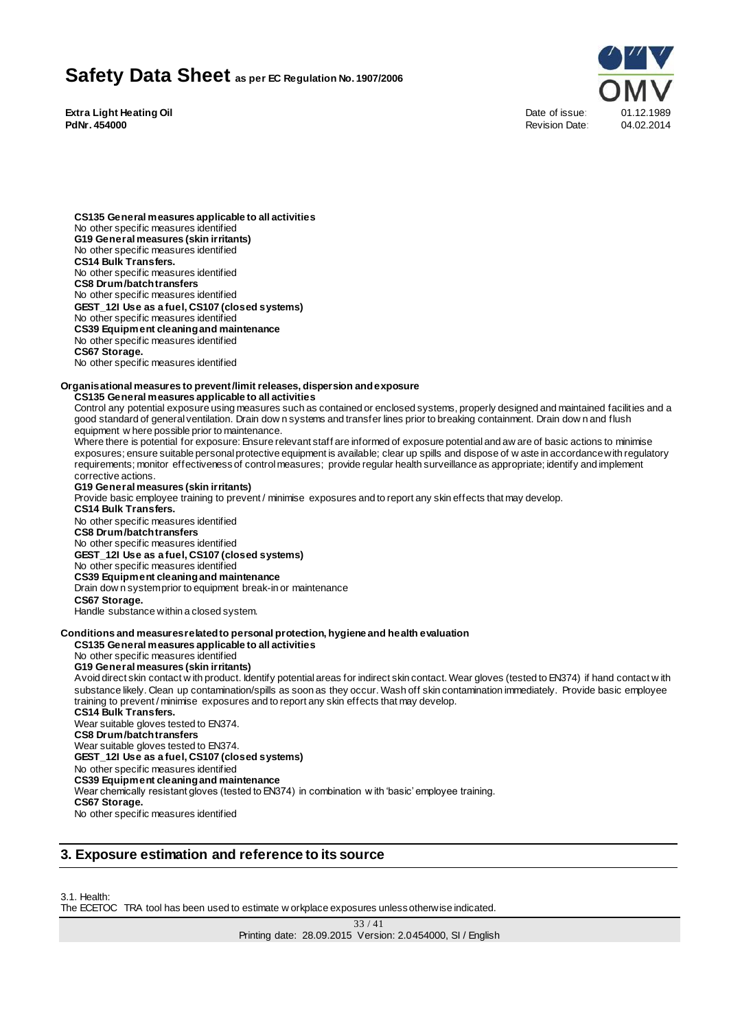**CS135 General measures applicable to all activities**
No other specific measures identified
**G19 General measures (skin irritants)**
No other specific measures identified
**CS14 Bulk Transfers.**
No other specific measures identified
**CS8 Drum/batch transfers**
No other specific measures identified
**GEST_12I Use as a fuel, CS107 (closed systems)**
No other specific measures identified
**CS39 Equipment cleaning and maintenance**
No other specific measures identified
**CS67 Storage.**
No other specific measures identified

**Organisational measures to prevent/limit releases, dispersion and exposure**

**CS135 General measures applicable to all activities**
Control any potential exposure using measures such as contained or enclosed systems, properly designed and maintained facilities and a good standard of general ventilation. Drain down systems and transfer lines prior to breaking containment. Drain down and flush equipment where possible prior to maintenance.
Where there is potential for exposure: Ensure relevant staff are informed of exposure potential and aware of basic actions to minimise exposures; ensure suitable personal protective equipment is available; clear up spills and dispose of waste in accordance with regulatory requirements; monitor effectiveness of control measures; provide regular health surveillance as appropriate; identify and implement corrective actions.
**G19 General measures (skin irritants)**
Provide basic employee training to prevent / minimise exposures and to report any skin effects that may develop.
**CS14 Bulk Transfers.**
No other specific measures identified
**CS8 Drum/batch transfers**
No other specific measures identified
**GEST_12I Use as a fuel, CS107 (closed systems)**
No other specific measures identified
**CS39 Equipment cleaning and maintenance**
Drain down system prior to equipment break-in or maintenance
**CS67 Storage.**
Handle substance within a closed system.

**Conditions and measures related to personal protection, hygiene and health evaluation**

**CS135 General measures applicable to all activities**
No other specific measures identified
**G19 General measures (skin irritants)**
Avoid direct skin contact with product. Identify potential areas for indirect skin contact. Wear gloves (tested to EN374) if hand contact with substance likely. Clean up contamination/spills as soon as they occur. Wash off skin contamination immediately. Provide basic employee training to prevent / minimise exposures and to report any skin effects that may develop.
**CS14 Bulk Transfers.**
Wear suitable gloves tested to EN374.
**CS8 Drum/batch transfers**
Wear suitable gloves tested to EN374.
**GEST_12I Use as a fuel, CS107 (closed systems)**
No other specific measures identified
**CS39 Equipment cleaning and maintenance**
Wear chemically resistant gloves (tested to EN374) in combination with 'basic' employee training.
**CS67 Storage.**
No other specific measures identified

## 3. Exposure estimation and reference to its source

3.1. Health:
The ECETOC TRA tool has been used to estimate workplace exposures unless otherwise indicated.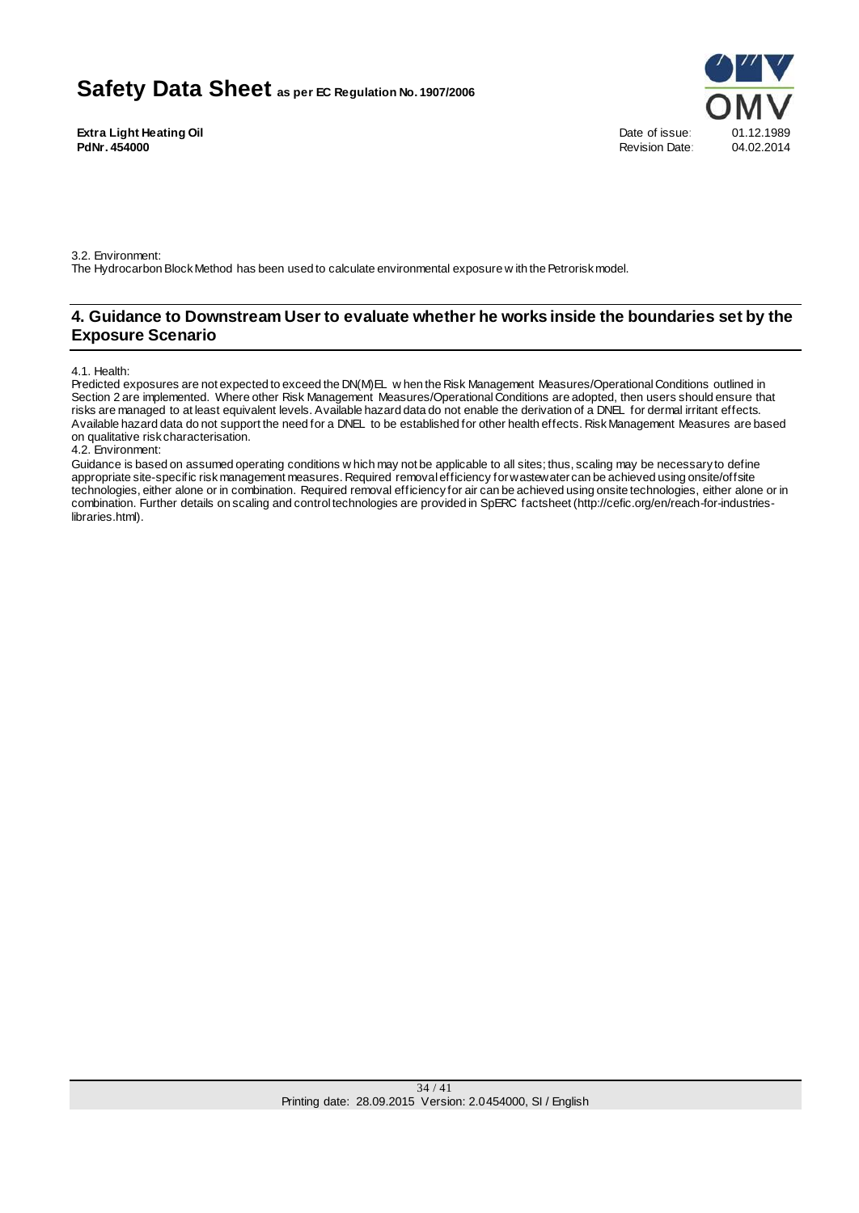3.2. Environment:
The Hydrocarbon Block Method has been used to calculate environmental exposure with the Petrorisk model.

## 4. Guidance to Downstream User to evaluate whether he works inside the boundaries set by the Exposure Scenario

4.1. Health:
Predicted exposures are not expected to exceed the DN(M)EL when the Risk Management Measures/Operational Conditions outlined in Section 2 are implemented. Where other Risk Management Measures/Operational Conditions are adopted, then users should ensure that risks are managed to at least equivalent levels. Available hazard data do not enable the derivation of a DNEL for dermal irritant effects. Available hazard data do not support the need for a DNEL to be established for other health effects. Risk Management Measures are based on qualitative risk characterisation.
4.2. Environment:
Guidance is based on assumed operating conditions which may not be applicable to all sites; thus, scaling may be necessary to define appropriate site-specific risk management measures. Required removal efficiency for wastewater can be achieved using onsite/offsite technologies, either alone or in combination. Required removal efficiency for air can be achieved using onsite technologies, either alone or in combination. Further details on scaling and control technologies are provided in SpERC factsheet (http://cefic.org/en/reach-for-industries-libraries.html).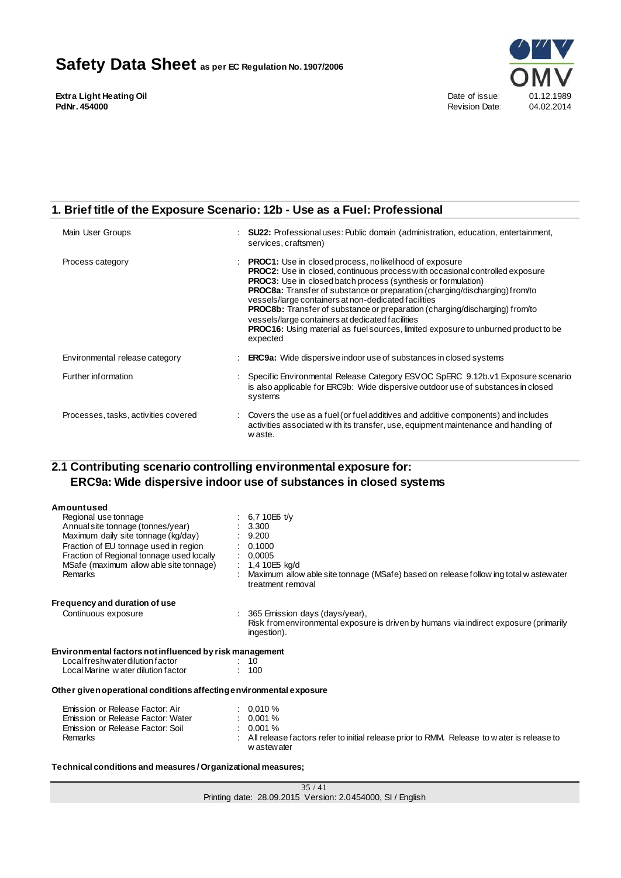## 1. Brief title of the Exposure Scenario: 12b - Use as a Fuel: Professional

| | |
|---|---|
| Main User Groups | : **SU22:** Professional uses: Public domain (administration, education, entertainment, services, craftsmen) |
| Process category | : **PROC1:** Use in closed process, no likelihood of exposure<br>**PROC2:** Use in closed, continuous process with occasional controlled exposure<br>**PROC3:** Use in closed batch process (synthesis or formulation)<br>**PROC8a:** Transfer of substance or preparation (charging/discharging) from/to vessels/large containers at non-dedicated facilities<br>**PROC8b:** Transfer of substance or preparation (charging/discharging) from/to vessels/large containers at dedicated facilities<br>**PROC16:** Using material as fuel sources, limited exposure to unburned product to be expected |
| Environmental release category | : **ERC9a:** Wide dispersive indoor use of substances in closed systems |
| Further information | : Specific Environmental Release Category ESVOC SpERC 9.12b.v1 Exposure scenario is also applicable for ERC9b: Wide dispersive outdoor use of substances in closed systems |
| Processes, tasks, activities covered | : Covers the use as a fuel (or fuel additives and additive components) and includes activities associated with its transfer, use, equipment maintenance and handling of waste. |

## 2.1 Contributing scenario controlling environmental exposure for: ERC9a: Wide dispersive indoor use of substances in closed systems

**Amount used**

| | |
|---|---|
| Regional use tonnage | : 6,7 10E6 t/y |
| Annual site tonnage (tonnes/year) | : 3.300 |
| Maximum daily site tonnage (kg/day) | : 9.200 |
| Fraction of EU tonnage used in region | : 0,1000 |
| Fraction of Regional tonnage used locally | : 0,0005 |
| MSafe (maximum allowable site tonnage) | : 1,4 10E5 kg/d |
| Remarks | : Maximum allowable site tonnage (MSafe) based on release following total wastewater treatment removal |

**Frequency and duration of use**

| | |
|---|---|
| Continuous exposure | : 365 Emission days (days/year),<br>Risk from environmental exposure is driven by humans via indirect exposure (primarily ingestion). |

**Environmental factors not influenced by risk management**

| | |
|---|---|
| Local freshwater dilution factor | : 10 |
| Local Marine water dilution factor | : 100 |

**Other given operational conditions affecting environmental exposure**

| | |
|---|---|
| Emission or Release Factor: Air | : 0,010 % |
| Emission or Release Factor: Water | : 0,001 % |
| Emission or Release Factor: Soil | : 0,001 % |
| Remarks | : All release factors refer to initial release prior to RMM. Release to water is release to wastewater |

**Technical conditions and measures / Organizational measures;**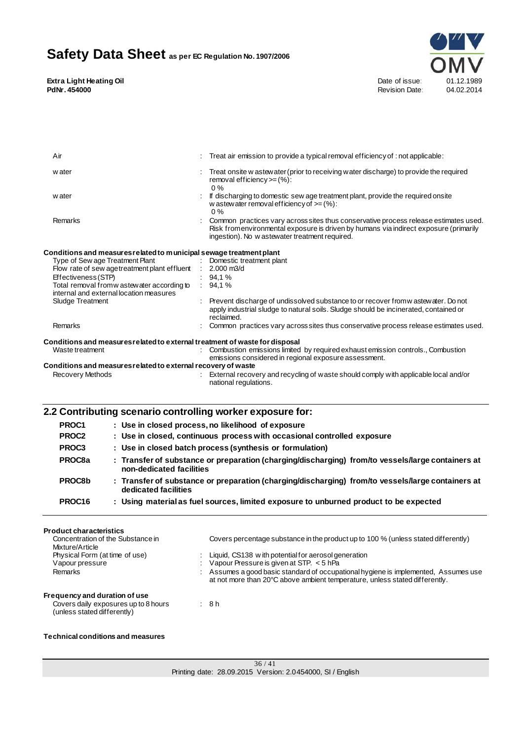| | | |
|---|---|---|
| Air | : | Treat air emission to provide a typical removal efficiency of : not applicable: |
| water | : | Treat onsite wastewater (prior to receiving water discharge) to provide the required removal efficiency >= (%): 0 % |
| water | : | If discharging to domestic sewage treatment plant, provide the required onsite wastewater removal efficiency of >= (%): 0 % |
| Remarks | : | Common practices vary across sites thus conservative process release estimates used. Risk from environmental exposure is driven by humans via indirect exposure (primarily ingestion). No wastewater treatment required. |

**Conditions and measures related to municipal sewage treatment plant**

| | | |
|---|---|---|
| Type of Sewage Treatment Plant | : | Domestic treatment plant |
| Flow rate of sewage treatment plant effluent | : | 2.000 m3/d |
| Effectiveness (STP) | : | 94,1 % |
| Total removal from wastewater according to internal and external location measures | : | 94,1 % |
| Sludge Treatment | : | Prevent discharge of undissolved substance to or recover from wastewater. Do not apply industrial sludge to natural soils. Sludge should be incinerated, contained or reclaimed. |
| Remarks | : | Common practices vary across sites thus conservative process release estimates used. |

**Conditions and measures related to external treatment of waste for disposal**

| | | |
|---|---|---|
| Waste treatment | : | Combustion emissions limited by required exhaust emission controls., Combustion emissions considered in regional exposure assessment. |

**Conditions and measures related to external recovery of waste**

| | | |
|---|---|---|
| Recovery Methods | : | External recovery and recycling of waste should comply with applicable local and/or national regulations. |

## 2.2 Contributing scenario controlling worker exposure for:

| | |
|---|---|
| **PROC1** | **: Use in closed process, no likelihood of exposure** |
| **PROC2** | **: Use in closed, continuous process with occasional controlled exposure** |
| **PROC3** | **: Use in closed batch process (synthesis or formulation)** |
| **PROC8a** | **: Transfer of substance or preparation (charging/discharging) from/to vessels/large containers at non-dedicated facilities** |
| **PROC8b** | **: Transfer of substance or preparation (charging/discharging) from/to vessels/large containers at dedicated facilities** |
| **PROC16** | **: Using material as fuel sources, limited exposure to unburned product to be expected** |

**Product characteristics**

| | | |
|---|---|---|
| Concentration of the Substance in Mixture/Article | | Covers percentage substance in the product up to 100 % (unless stated differently) |
| Physical Form (at time of use) | : | Liquid, CS138 with potential for aerosol generation |
| Vapour pressure | : | Vapour Pressure is given at STP. < 5 hPa |
| Remarks | : | Assumes a good basic standard of occupational hygiene is implemented, Assumes use at not more than 20°C above ambient temperature, unless stated differently. |

**Frequency and duration of use**

| | | |
|---|---|---|
| Covers daily exposures up to 8 hours (unless stated differently) | : | 8 h |

**Technical conditions and measures**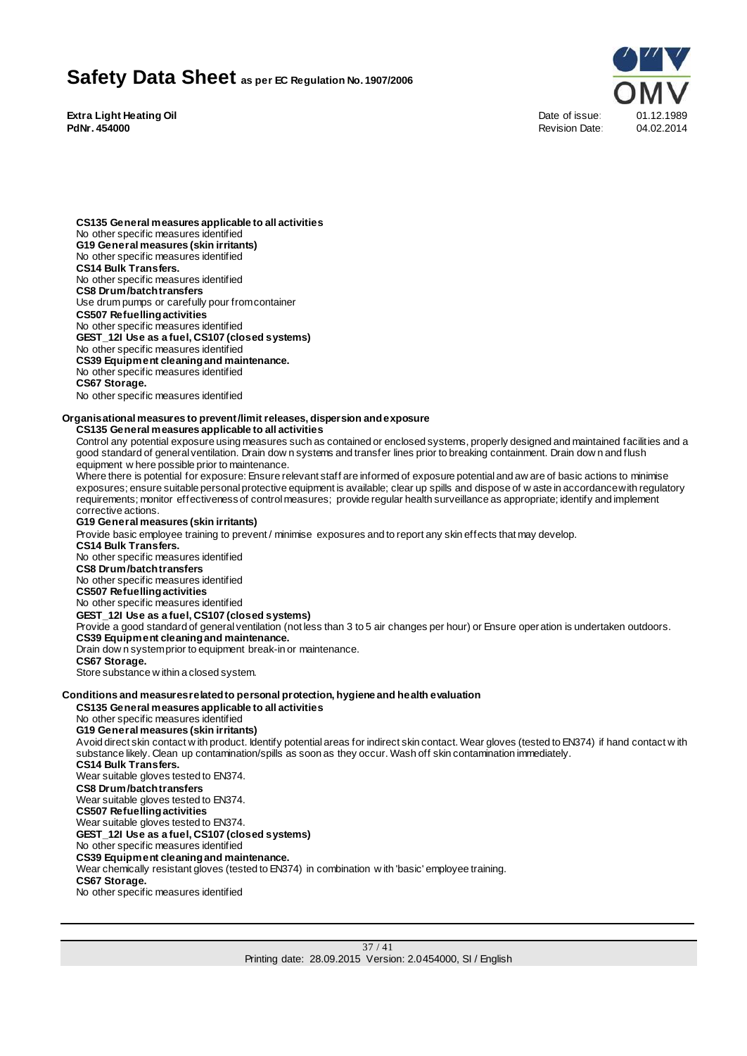**CS135 General measures applicable to all activities**
No other specific measures identified
**G19 General measures (skin irritants)**
No other specific measures identified
**CS14 Bulk Transfers.**
No other specific measures identified
**CS8 Drum/batch transfers**
Use drum pumps or carefully pour from container
**CS507 Refuelling activities**
No other specific measures identified
**GEST_12I Use as a fuel, CS107 (closed systems)**
No other specific measures identified
**CS39 Equipment cleaning and maintenance.**
No other specific measures identified
**CS67 Storage.**
No other specific measures identified

**Organisational measures to prevent/limit releases, dispersion and exposure**

**CS135 General measures applicable to all activities**
Control any potential exposure using measures such as contained or enclosed systems, properly designed and maintained facilities and a good standard of general ventilation. Drain down systems and transfer lines prior to breaking containment. Drain down and flush equipment where possible prior to maintenance.
Where there is potential for exposure: Ensure relevant staff are informed of exposure potential and aware of basic actions to minimise exposures; ensure suitable personal protective equipment is available; clear up spills and dispose of waste in accordance with regulatory requirements; monitor effectiveness of control measures; provide regular health surveillance as appropriate; identify and implement corrective actions.
**G19 General measures (skin irritants)**
Provide basic employee training to prevent / minimise exposures and to report any skin effects that may develop.
**CS14 Bulk Transfers.**
No other specific measures identified
**CS8 Drum/batch transfers**
No other specific measures identified
**CS507 Refuelling activities**
No other specific measures identified
**GEST_12I Use as a fuel, CS107 (closed systems)**
Provide a good standard of general ventilation (not less than 3 to 5 air changes per hour) or Ensure operation is undertaken outdoors.
**CS39 Equipment cleaning and maintenance.**
Drain down system prior to equipment break-in or maintenance.
**CS67 Storage.**
Store substance within a closed system.

**Conditions and measures related to personal protection, hygiene and health evaluation**

**CS135 General measures applicable to all activities**
No other specific measures identified
**G19 General measures (skin irritants)**
Avoid direct skin contact with product. Identify potential areas for indirect skin contact. Wear gloves (tested to EN374) if hand contact with substance likely. Clean up contamination/spills as soon as they occur. Wash off skin contamination immediately.
**CS14 Bulk Transfers.**
Wear suitable gloves tested to EN374.
**CS8 Drum/batch transfers**
Wear suitable gloves tested to EN374.
**CS507 Refuelling activities**
Wear suitable gloves tested to EN374.
**GEST_12I Use as a fuel, CS107 (closed systems)**
No other specific measures identified
**CS39 Equipment cleaning and maintenance.**
Wear chemically resistant gloves (tested to EN374) in combination with 'basic' employee training.
**CS67 Storage.**
No other specific measures identified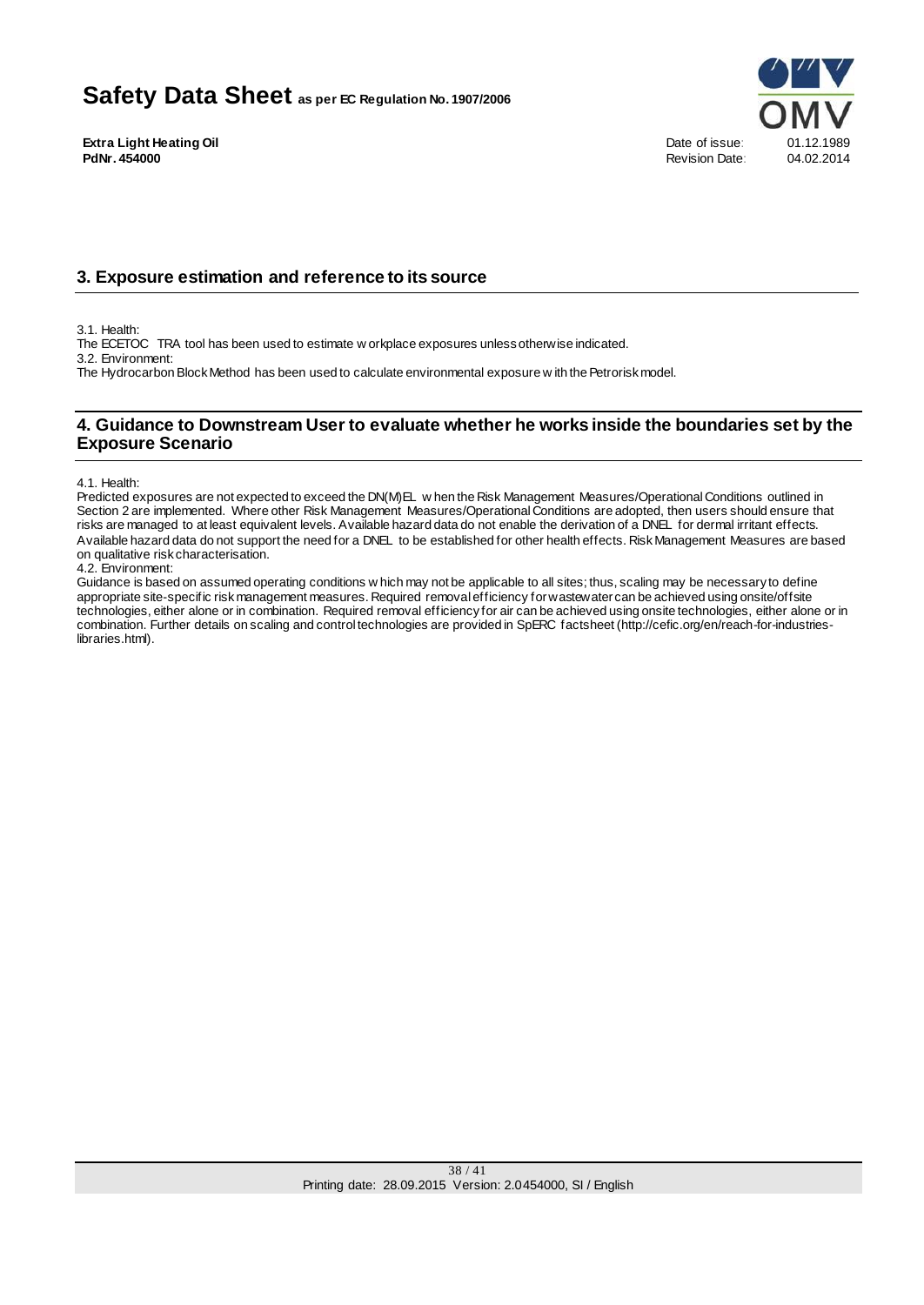## 3. Exposure estimation and reference to its source

3.1. Health:
The ECETOC TRA tool has been used to estimate workplace exposures unless otherwise indicated.
3.2. Environment:
The Hydrocarbon Block Method has been used to calculate environmental exposure with the Petrorisk model.

## 4. Guidance to Downstream User to evaluate whether he works inside the boundaries set by the Exposure Scenario

4.1. Health:
Predicted exposures are not expected to exceed the DN(M)EL when the Risk Management Measures/Operational Conditions outlined in Section 2 are implemented. Where other Risk Management Measures/Operational Conditions are adopted, then users should ensure that risks are managed to at least equivalent levels. Available hazard data do not enable the derivation of a DNEL for dermal irritant effects. Available hazard data do not support the need for a DNEL to be established for other health effects. Risk Management Measures are based on qualitative risk characterisation.
4.2. Environment:
Guidance is based on assumed operating conditions which may not be applicable to all sites; thus, scaling may be necessary to define appropriate site-specific risk management measures. Required removal efficiency for wastewater can be achieved using onsite/offsite technologies, either alone or in combination. Required removal efficiency for air can be achieved using onsite technologies, either alone or in combination. Further details on scaling and control technologies are provided in SpERC factsheet (http://cefic.org/en/reach-for-industries-libraries.html).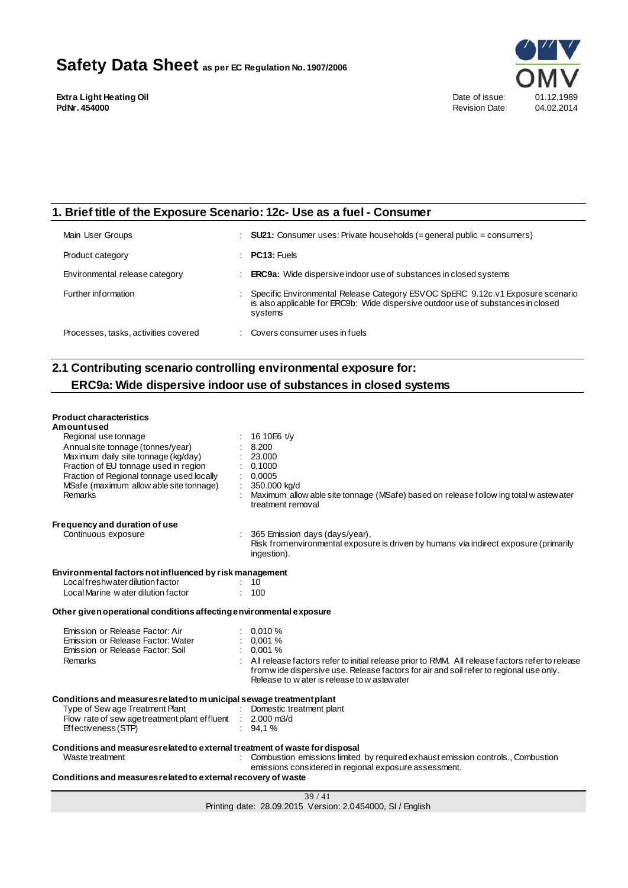## 1. Brief title of the Exposure Scenario: 12c- Use as a fuel - Consumer

| | |
|---|---|
| Main User Groups | : **SU21:** Consumer uses: Private households (= general public = consumers) |
| Product category | : **PC13:** Fuels |
| Environmental release category | : **ERC9a:** Wide dispersive indoor use of substances in closed systems |
| Further information | : Specific Environmental Release Category ESVOC SpERC 9.12c.v1 Exposure scenario is also applicable for ERC9b: Wide dispersive outdoor use of substances in closed systems |
| Processes, tasks, activities covered | : Covers consumer uses in fuels |

## 2.1 Contributing scenario controlling environmental exposure for: ERC9a: Wide dispersive indoor use of substances in closed systems

**Product characteristics**

**Amount used**

| | |
|---|---|
| Regional use tonnage | : 16 10E6 t/y |
| Annual site tonnage (tonnes/year) | : 8.200 |
| Maximum daily site tonnage (kg/day) | : 23.000 |
| Fraction of EU tonnage used in region | : 0,1000 |
| Fraction of Regional tonnage used locally | : 0,0005 |
| MSafe (maximum allowable site tonnage) | : 350.000 kg/d |
| Remarks | : Maximum allowable site tonnage (MSafe) based on release following total wastewater treatment removal |

**Frequency and duration of use**

| | |
|---|---|
| Continuous exposure | : 365 Emission days (days/year), Risk from environmental exposure is driven by humans via indirect exposure (primarily ingestion). |

**Environmental factors not influenced by risk management**

| | |
|---|---|
| Local freshwater dilution factor | : 10 |
| Local Marine water dilution factor | : 100 |

**Other given operational conditions affecting environmental exposure**

| | |
|---|---|
| Emission or Release Factor: Air | : 0,010 % |
| Emission or Release Factor: Water | : 0,001 % |
| Emission or Release Factor: Soil | : 0,001 % |
| Remarks | : All release factors refer to initial release prior to RMM. All release factors refer to release from wide dispersive use. Release factors for air and soil refer to regional use only. Release to water is release to wastewater |

**Conditions and measures related to municipal sewage treatment plant**

| | |
|---|---|
| Type of Sewage Treatment Plant | : Domestic treatment plant |
| Flow rate of sewage treatment plant effluent | : 2.000 m3/d |
| Effectiveness (STP) | : 94,1 % |

**Conditions and measures related to external treatment of waste for disposal**

| | |
|---|---|
| Waste treatment | : Combustion emissions limited by required exhaust emission controls., Combustion emissions considered in regional exposure assessment. |

**Conditions and measures related to external recovery of waste**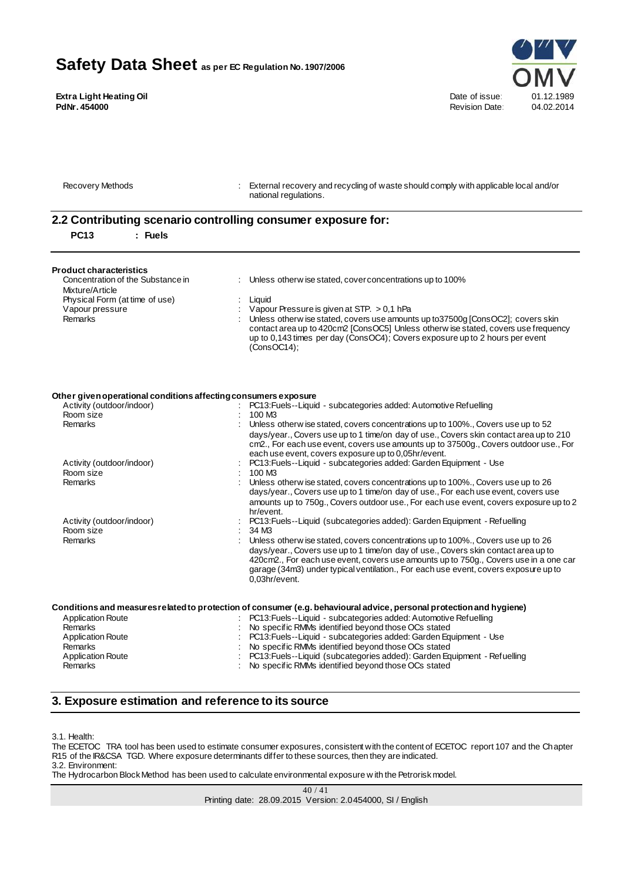| | | |
|---|---|---|
| Recovery Methods | : | External recovery and recycling of waste should comply with applicable local and/or national regulations. |

## 2.2 Contributing scenario controlling consumer exposure for:

**PC13 : Fuels**

**Product characteristics**

| | | |
|---|---|---|
| Concentration of the Substance in Mixture/Article | : | Unless otherwise stated, cover concentrations up to 100% |
| Physical Form (at time of use) | : | Liquid |
| Vapour pressure | : | Vapour Pressure is given at STP. > 0,1 hPa |
| Remarks | : | Unless otherwise stated, covers use amounts up to37500g [ConsOC2]; covers skin contact area up to 420cm2 [ConsOC5] Unless otherwise stated, covers use frequency up to 0,143 times per day (ConsOC4); Covers exposure up to 2 hours per event (ConsOC14); |

**Other given operational conditions affecting consumers exposure**

| | | |
|---|---|---|
| Activity (outdoor/indoor) | : | PC13:Fuels--Liquid - subcategories added: Automotive Refuelling |
| Room size | : | 100 M3 |
| Remarks | : | Unless otherwise stated, covers concentrations up to 100%., Covers use up to 52 days/year., Covers use up to 1 time/on day of use., Covers skin contact area up to 210 cm2., For each use event, covers use amounts up to 37500g., Covers outdoor use., For each use event, covers exposure up to 0,05hr/event. |
| Activity (outdoor/indoor) | : | PC13:Fuels--Liquid - subcategories added: Garden Equipment - Use |
| Room size | : | 100 M3 |
| Remarks | : | Unless otherwise stated, covers concentrations up to 100%., Covers use up to 26 days/year., Covers use up to 1 time/on day of use., For each use event, covers use amounts up to 750g., Covers outdoor use., For each use event, covers exposure up to 2 hr/event. |
| Activity (outdoor/indoor) | : | PC13:Fuels--Liquid (subcategories added): Garden Equipment - Refuelling |
| Room size | : | 34 M3 |
| Remarks | : | Unless otherwise stated, covers concentrations up to 100%., Covers use up to 26 days/year., Covers use up to 1 time/on day of use., Covers skin contact area up to 420cm2., For each use event, covers use amounts up to 750g., Covers use in a one car garage (34m3) under typical ventilation., For each use event, covers exposure up to 0,03hr/event. |

**Conditions and measures related to protection of consumer (e.g. behavioural advice, personal protection and hygiene)**

| | | |
|---|---|---|
| Application Route | : | PC13:Fuels--Liquid - subcategories added: Automotive Refuelling |
| Remarks | : | No specific RMMs identified beyond those OCs stated |
| Application Route | : | PC13:Fuels--Liquid - subcategories added: Garden Equipment - Use |
| Remarks | : | No specific RMMs identified beyond those OCs stated |
| Application Route | : | PC13:Fuels--Liquid (subcategories added): Garden Equipment - Refuelling |
| Remarks | : | No specific RMMs identified beyond those OCs stated |

## 3. Exposure estimation and reference to its source

3.1. Health:

The ECETOC TRA tool has been used to estimate consumer exposures, consistent with the content of ECETOC report 107 and the Chapter R15 of the IR&CSA TGD. Where exposure determinants differ to these sources, then they are indicated.

3.2. Environment:

The Hydrocarbon Block Method has been used to calculate environmental exposure with the Petrorisk model.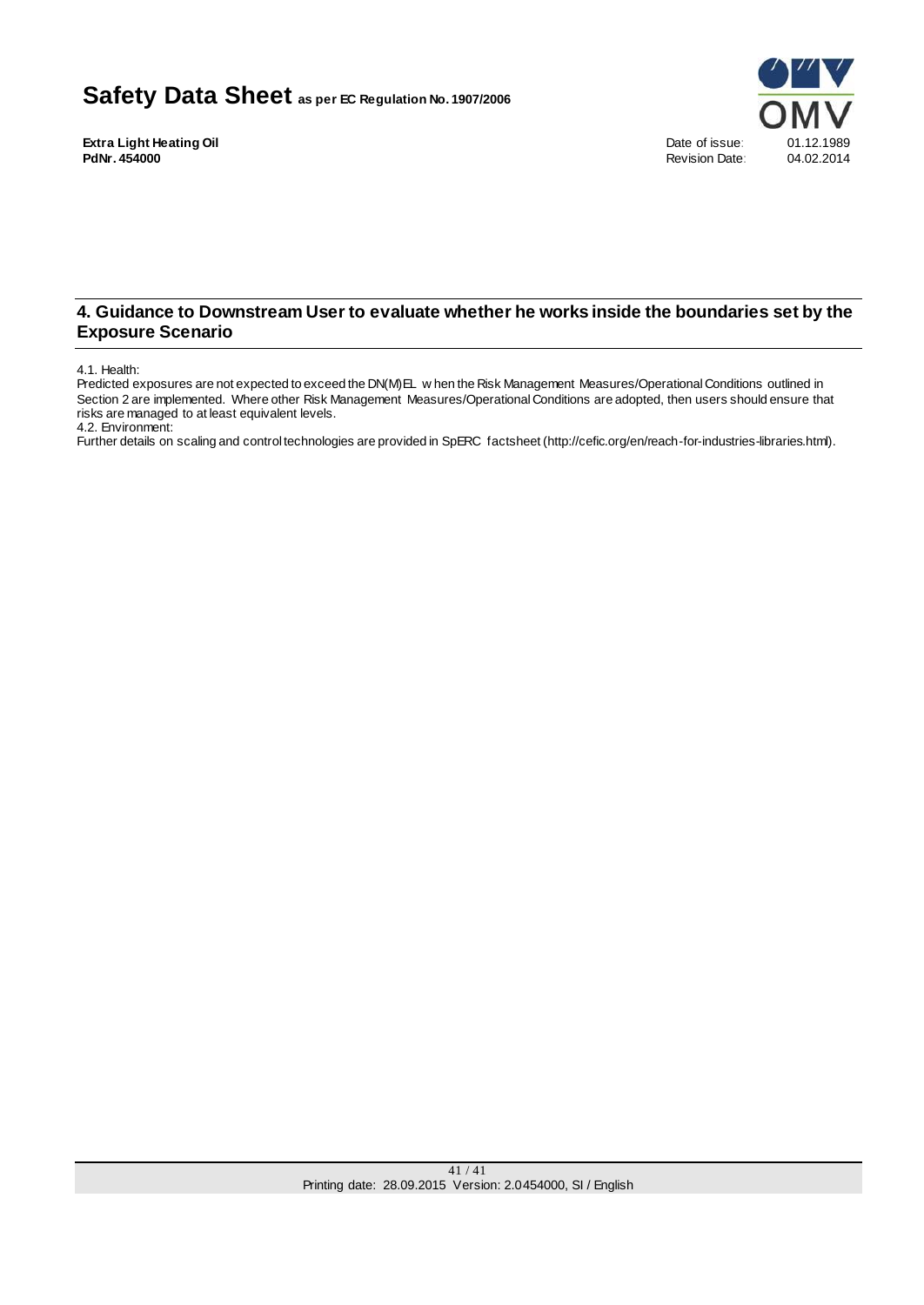## 4. Guidance to Downstream User to evaluate whether he works inside the boundaries set by the Exposure Scenario

4.1. Health:

Predicted exposures are not expected to exceed the DN(M)EL when the Risk Management Measures/Operational Conditions outlined in Section 2 are implemented. Where other Risk Management Measures/Operational Conditions are adopted, then users should ensure that risks are managed to at least equivalent levels.

4.2. Environment:

Further details on scaling and control technologies are provided in SpERC factsheet (http://cefic.org/en/reach-for-industries-libraries.html).